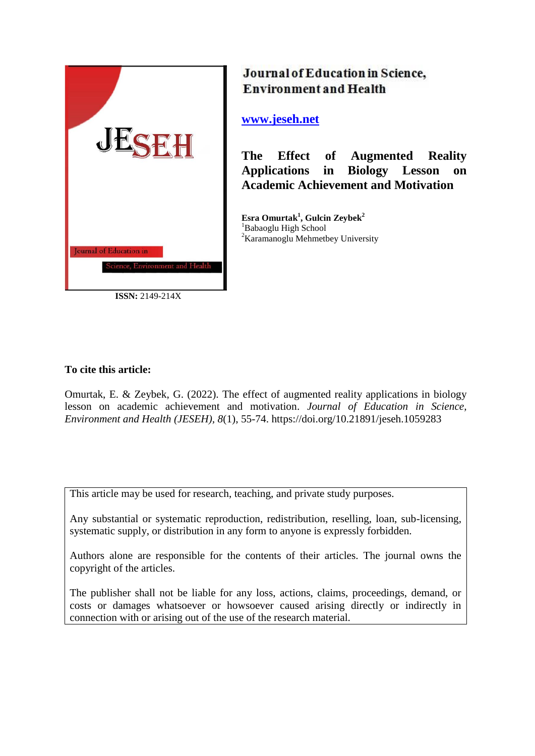Journal of Education in Science, Environment and Health

www.jeseh.net

# The Effect of Augmented Reality Applications in Biology Lesson on Academic Achievement and Motivation

**Esra Omurtak[1], Gulcin Zeybek[2]**
[1]Babaoglu High School
[2]Karamanoglu Mehmetbey University

**ISSN:** 2149-214X

**To cite this article:**

Omurtak, E. & Zeybek, G. (2022). The effect of augmented reality applications in biology lesson on academic achievement and motivation. *Journal of Education in Science, Environment and Health (JESEH), 8*(1), 55-74. https://doi.org/10.21891/jeseh.1059283

This article may be used for research, teaching, and private study purposes.

Any substantial or systematic reproduction, redistribution, reselling, loan, sub-licensing, systematic supply, or distribution in any form to anyone is expressly forbidden.

Authors alone are responsible for the contents of their articles. The journal owns the copyright of the articles.

The publisher shall not be liable for any loss, actions, claims, proceedings, demand, or costs or damages whatsoever or howsoever caused arising directly or indirectly in connection with or arising out of the use of the research material.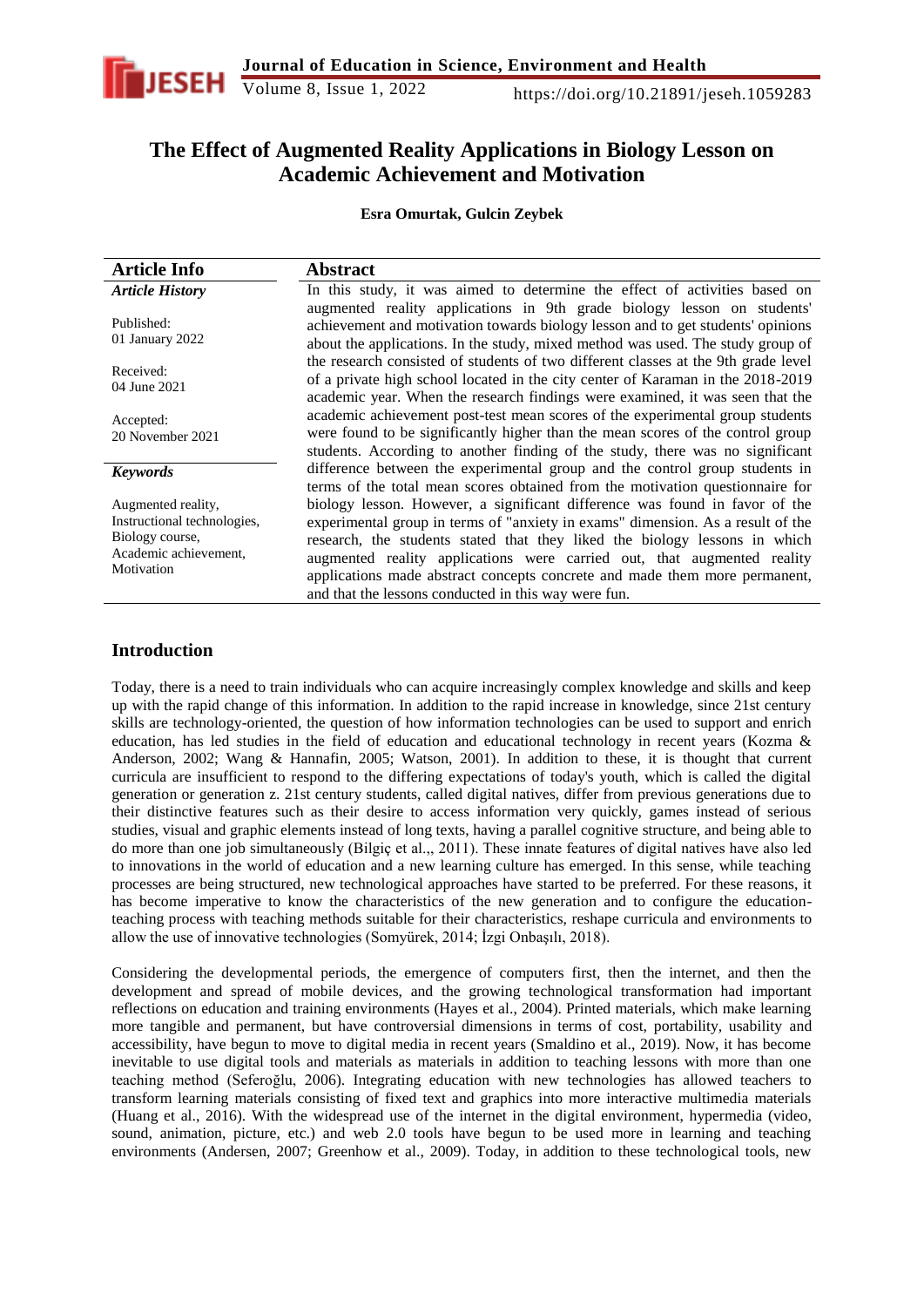# The Effect of Augmented Reality Applications in Biology Lesson on Academic Achievement and Motivation

**Esra Omurtak, Gulcin Zeybek**

| Article Info | Abstract |
| --- | --- |
| ***Article History***<br><br>Published:<br>01 January 2022<br><br>Received:<br>04 June 2021<br><br>Accepted:<br>20 November 2021<br><br>***Keywords***<br><br>Augmented reality,<br>Instructional technologies,<br>Biology course,<br>Academic achievement,<br>Motivation | In this study, it was aimed to determine the effect of activities based on augmented reality applications in 9th grade biology lesson on students' achievement and motivation towards biology lesson and to get students' opinions about the applications. In the study, mixed method was used. The study group of the research consisted of students of two different classes at the 9th grade level of a private high school located in the city center of Karaman in the 2018-2019 academic year. When the research findings were examined, it was seen that the academic achievement post-test mean scores of the experimental group students were found to be significantly higher than the mean scores of the control group students. According to another finding of the study, there was no significant difference between the experimental group and the control group students in terms of the total mean scores obtained from the motivation questionnaire for biology lesson. However, a significant difference was found in favor of the experimental group in terms of "anxiety in exams" dimension. As a result of the research, the students stated that they liked the biology lessons in which augmented reality applications were carried out, that augmented reality applications made abstract concepts concrete and made them more permanent, and that the lessons conducted in this way were fun. |

## Introduction

Today, there is a need to train individuals who can acquire increasingly complex knowledge and skills and keep up with the rapid change of this information. In addition to the rapid increase in knowledge, since 21st century skills are technology-oriented, the question of how information technologies can be used to support and enrich education, has led studies in the field of education and educational technology in recent years (Kozma & Anderson, 2002; Wang & Hannafin, 2005; Watson, 2001). In addition to these, it is thought that current curricula are insufficient to respond to the differing expectations of today's youth, which is called the digital generation or generation z. 21st century students, called digital natives, differ from previous generations due to their distinctive features such as their desire to access information very quickly, games instead of serious studies, visual and graphic elements instead of long texts, having a parallel cognitive structure, and being able to do more than one job simultaneously (Bilgiç et al.,, 2011). These innate features of digital natives have also led to innovations in the world of education and a new learning culture has emerged. In this sense, while teaching processes are being structured, new technological approaches have started to be preferred. For these reasons, it has become imperative to know the characteristics of the new generation and to configure the education-teaching process with teaching methods suitable for their characteristics, reshape curricula and environments to allow the use of innovative technologies (Somyürek, 2014; İzgi Onbaşılı, 2018).

Considering the developmental periods, the emergence of computers first, then the internet, and then the development and spread of mobile devices, and the growing technological transformation had important reflections on education and training environments (Hayes et al., 2004). Printed materials, which make learning more tangible and permanent, but have controversial dimensions in terms of cost, portability, usability and accessibility, have begun to move to digital media in recent years (Smaldino et al., 2019). Now, it has become inevitable to use digital tools and materials as materials in addition to teaching lessons with more than one teaching method (Seferoğlu, 2006). Integrating education with new technologies has allowed teachers to transform learning materials consisting of fixed text and graphics into more interactive multimedia materials (Huang et al., 2016). With the widespread use of the internet in the digital environment, hypermedia (video, sound, animation, picture, etc.) and web 2.0 tools have begun to be used more in learning and teaching environments (Andersen, 2007; Greenhow et al., 2009). Today, in addition to these technological tools, new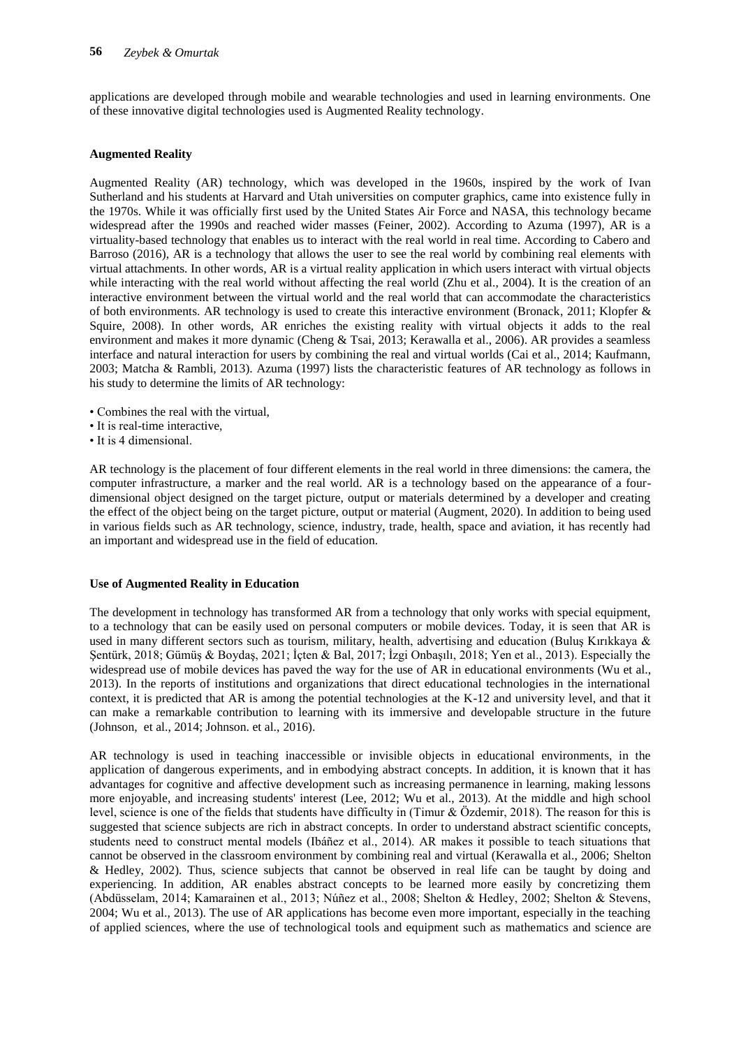applications are developed through mobile and wearable technologies and used in learning environments. One of these innovative digital technologies used is Augmented Reality technology.

## Augmented Reality

Augmented Reality (AR) technology, which was developed in the 1960s, inspired by the work of Ivan Sutherland and his students at Harvard and Utah universities on computer graphics, came into existence fully in the 1970s. While it was officially first used by the United States Air Force and NASA, this technology became widespread after the 1990s and reached wider masses (Feiner, 2002). According to Azuma (1997), AR is a virtuality-based technology that enables us to interact with the real world in real time. According to Cabero and Barroso (2016), AR is a technology that allows the user to see the real world by combining real elements with virtual attachments. In other words, AR is a virtual reality application in which users interact with virtual objects while interacting with the real world without affecting the real world (Zhu et al., 2004). It is the creation of an interactive environment between the virtual world and the real world that can accommodate the characteristics of both environments. AR technology is used to create this interactive environment (Bronack, 2011; Klopfer & Squire, 2008). In other words, AR enriches the existing reality with virtual objects it adds to the real environment and makes it more dynamic (Cheng & Tsai, 2013; Kerawalla et al., 2006). AR provides a seamless interface and natural interaction for users by combining the real and virtual worlds (Cai et al., 2014; Kaufmann, 2003; Matcha & Rambli, 2013). Azuma (1997) lists the characteristic features of AR technology as follows in his study to determine the limits of AR technology:

- Combines the real with the virtual,
- It is real-time interactive,
- It is 4 dimensional.

AR technology is the placement of four different elements in the real world in three dimensions: the camera, the computer infrastructure, a marker and the real world. AR is a technology based on the appearance of a four-dimensional object designed on the target picture, output or materials determined by a developer and creating the effect of the object being on the target picture, output or material (Augment, 2020). In addition to being used in various fields such as AR technology, science, industry, trade, health, space and aviation, it has recently had an important and widespread use in the field of education.

## Use of Augmented Reality in Education

The development in technology has transformed AR from a technology that only works with special equipment, to a technology that can be easily used on personal computers or mobile devices. Today, it is seen that AR is used in many different sectors such as tourism, military, health, advertising and education (Buluş Kırıkkaya & Şentürk, 2018; Gümüş & Boydaş, 2021; İçten & Bal, 2017; İzgi Onbaşılı, 2018; Yen et al., 2013). Especially the widespread use of mobile devices has paved the way for the use of AR in educational environments (Wu et al., 2013). In the reports of institutions and organizations that direct educational technologies in the international context, it is predicted that AR is among the potential technologies at the K-12 and university level, and that it can make a remarkable contribution to learning with its immersive and developable structure in the future (Johnson, et al., 2014; Johnson. et al., 2016).

AR technology is used in teaching inaccessible or invisible objects in educational environments, in the application of dangerous experiments, and in embodying abstract concepts. In addition, it is known that it has advantages for cognitive and affective development such as increasing permanence in learning, making lessons more enjoyable, and increasing students' interest (Lee, 2012; Wu et al., 2013). At the middle and high school level, science is one of the fields that students have difficulty in (Timur & Özdemir, 2018). The reason for this is suggested that science subjects are rich in abstract concepts. In order to understand abstract scientific concepts, students need to construct mental models (Ibáñez et al., 2014). AR makes it possible to teach situations that cannot be observed in the classroom environment by combining real and virtual (Kerawalla et al., 2006; Shelton & Hedley, 2002). Thus, science subjects that cannot be observed in real life can be taught by doing and experiencing. In addition, AR enables abstract concepts to be learned more easily by concretizing them (Abdüsselam, 2014; Kamarainen et al., 2013; Núñez et al., 2008; Shelton & Hedley, 2002; Shelton & Stevens, 2004; Wu et al., 2013). The use of AR applications has become even more important, especially in the teaching of applied sciences, where the use of technological tools and equipment such as mathematics and science are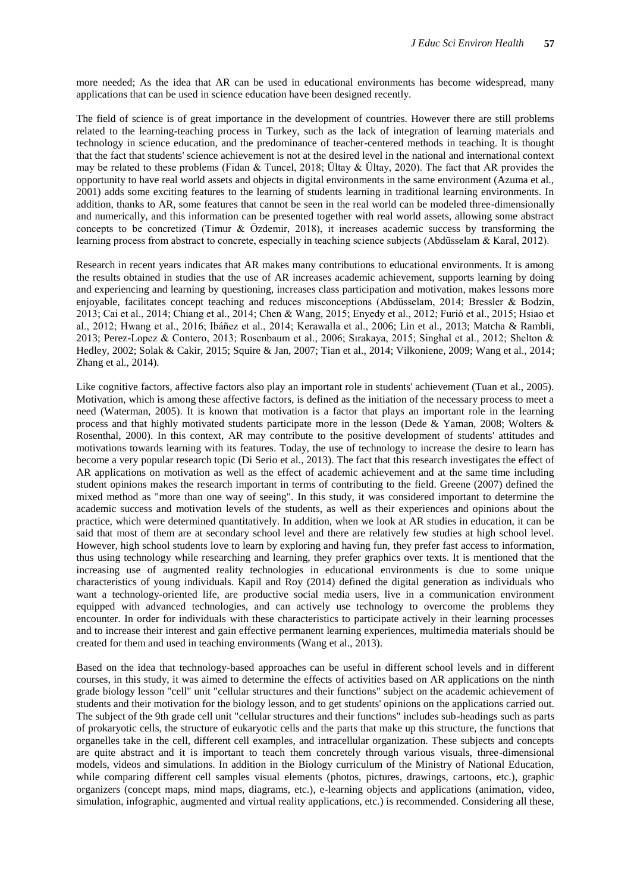more needed; As the idea that AR can be used in educational environments has become widespread, many applications that can be used in science education have been designed recently.

The field of science is of great importance in the development of countries. However there are still problems related to the learning-teaching process in Turkey, such as the lack of integration of learning materials and technology in science education, and the predominance of teacher-centered methods in teaching. It is thought that the fact that students' science achievement is not at the desired level in the national and international context may be related to these problems (Fidan & Tuncel, 2018; Ültay & Ültay, 2020). The fact that AR provides the opportunity to have real world assets and objects in digital environments in the same environment (Azuma et al., 2001) adds some exciting features to the learning of students learning in traditional learning environments. In addition, thanks to AR, some features that cannot be seen in the real world can be modeled three-dimensionally and numerically, and this information can be presented together with real world assets, allowing some abstract concepts to be concretized (Timur & Özdemir, 2018), it increases academic success by transforming the learning process from abstract to concrete, especially in teaching science subjects (Abdüsselam & Karal, 2012).

Research in recent years indicates that AR makes many contributions to educational environments. It is among the results obtained in studies that the use of AR increases academic achievement, supports learning by doing and experiencing and learning by questioning, increases class participation and motivation, makes lessons more enjoyable, facilitates concept teaching and reduces misconceptions (Abdüsselam, 2014; Bressler & Bodzin, 2013; Cai et al., 2014; Chiang et al., 2014; Chen & Wang, 2015; Enyedy et al., 2012; Furió et al., 2015; Hsiao et al., 2012; Hwang et al., 2016; Ibáñez et al., 2014; Kerawalla et al., 2006; Lin et al., 2013; Matcha & Rambli, 2013; Perez-Lopez & Contero, 2013; Rosenbaum et al., 2006; Sırakaya, 2015; Singhal et al., 2012; Shelton & Hedley, 2002; Solak & Cakir, 2015; Squire & Jan, 2007; Tian et al., 2014; Vilkoniene, 2009; Wang et al., 2014; Zhang et al., 2014).

Like cognitive factors, affective factors also play an important role in students' achievement (Tuan et al., 2005). Motivation, which is among these affective factors, is defined as the initiation of the necessary process to meet a need (Waterman, 2005). It is known that motivation is a factor that plays an important role in the learning process and that highly motivated students participate more in the lesson (Dede & Yaman, 2008; Wolters & Rosenthal, 2000). In this context, AR may contribute to the positive development of students' attitudes and motivations towards learning with its features. Today, the use of technology to increase the desire to learn has become a very popular research topic (Di Serio et al., 2013). The fact that this research investigates the effect of AR applications on motivation as well as the effect of academic achievement and at the same time including student opinions makes the research important in terms of contributing to the field. Greene (2007) defined the mixed method as "more than one way of seeing". In this study, it was considered important to determine the academic success and motivation levels of the students, as well as their experiences and opinions about the practice, which were determined quantitatively. In addition, when we look at AR studies in education, it can be said that most of them are at secondary school level and there are relatively few studies at high school level. However, high school students love to learn by exploring and having fun, they prefer fast access to information, thus using technology while researching and learning, they prefer graphics over texts. It is mentioned that the increasing use of augmented reality technologies in educational environments is due to some unique characteristics of young individuals. Kapil and Roy (2014) defined the digital generation as individuals who want a technology-oriented life, are productive social media users, live in a communication environment equipped with advanced technologies, and can actively use technology to overcome the problems they encounter. In order for individuals with these characteristics to participate actively in their learning processes and to increase their interest and gain effective permanent learning experiences, multimedia materials should be created for them and used in teaching environments (Wang et al., 2013).

Based on the idea that technology-based approaches can be useful in different school levels and in different courses, in this study, it was aimed to determine the effects of activities based on AR applications on the ninth grade biology lesson "cell" unit "cellular structures and their functions" subject on the academic achievement of students and their motivation for the biology lesson, and to get students' opinions on the applications carried out. The subject of the 9th grade cell unit "cellular structures and their functions" includes sub-headings such as parts of prokaryotic cells, the structure of eukaryotic cells and the parts that make up this structure, the functions that organelles take in the cell, different cell examples, and intracellular organization. These subjects and concepts are quite abstract and it is important to teach them concretely through various visuals, three-dimensional models, videos and simulations. In addition in the Biology curriculum of the Ministry of National Education, while comparing different cell samples visual elements (photos, pictures, drawings, cartoons, etc.), graphic organizers (concept maps, mind maps, diagrams, etc.), e-learning objects and applications (animation, video, simulation, infographic, augmented and virtual reality applications, etc.) is recommended. Considering all these,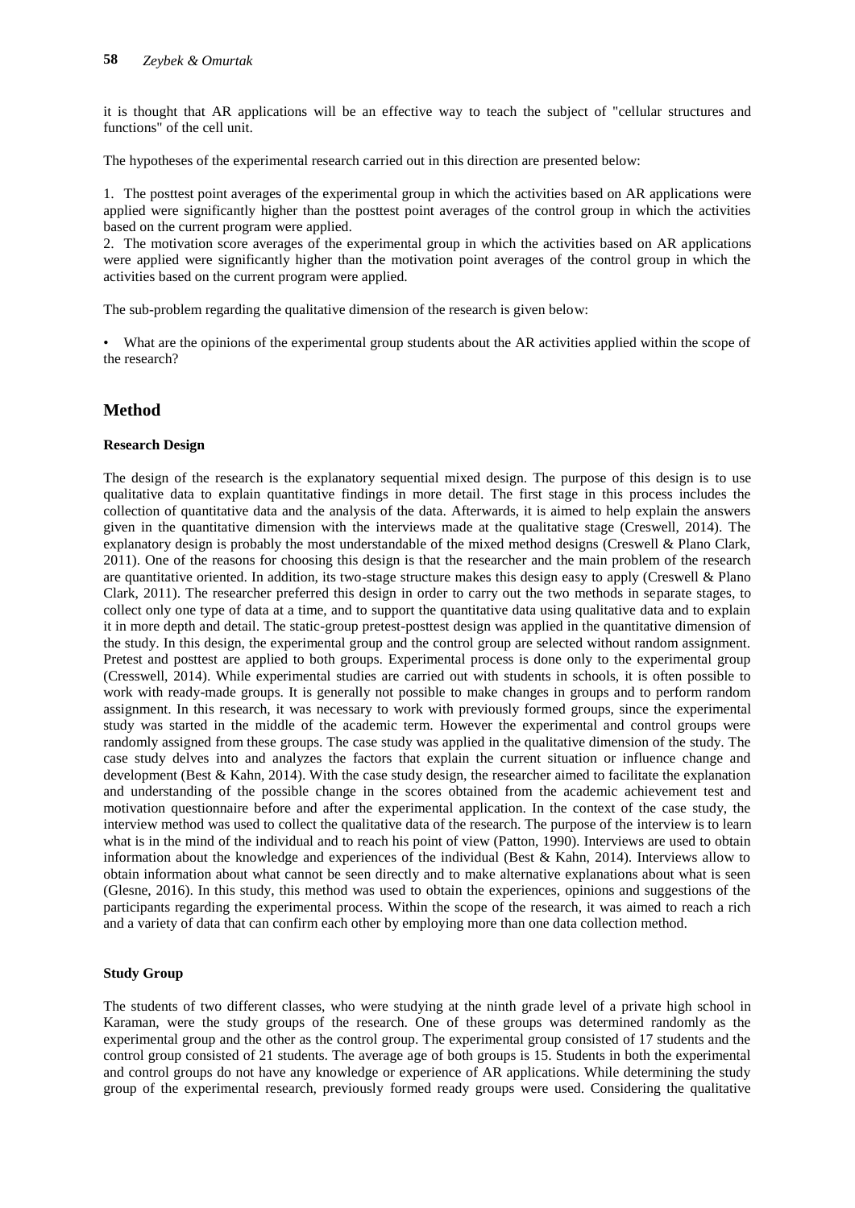it is thought that AR applications will be an effective way to teach the subject of "cellular structures and functions" of the cell unit.

The hypotheses of the experimental research carried out in this direction are presented below:

1. The posttest point averages of the experimental group in which the activities based on AR applications were applied were significantly higher than the posttest point averages of the control group in which the activities based on the current program were applied.
2. The motivation score averages of the experimental group in which the activities based on AR applications were applied were significantly higher than the motivation point averages of the control group in which the activities based on the current program were applied.

The sub-problem regarding the qualitative dimension of the research is given below:

- What are the opinions of the experimental group students about the AR activities applied within the scope of the research?

## Method

### Research Design

The design of the research is the explanatory sequential mixed design. The purpose of this design is to use qualitative data to explain quantitative findings in more detail. The first stage in this process includes the collection of quantitative data and the analysis of the data. Afterwards, it is aimed to help explain the answers given in the quantitative dimension with the interviews made at the qualitative stage (Creswell, 2014). The explanatory design is probably the most understandable of the mixed method designs (Creswell & Plano Clark, 2011). One of the reasons for choosing this design is that the researcher and the main problem of the research are quantitative oriented. In addition, its two-stage structure makes this design easy to apply (Creswell & Plano Clark, 2011). The researcher preferred this design in order to carry out the two methods in separate stages, to collect only one type of data at a time, and to support the quantitative data using qualitative data and to explain it in more depth and detail. The static-group pretest-posttest design was applied in the quantitative dimension of the study. In this design, the experimental group and the control group are selected without random assignment. Pretest and posttest are applied to both groups. Experimental process is done only to the experimental group (Cresswell, 2014). While experimental studies are carried out with students in schools, it is often possible to work with ready-made groups. It is generally not possible to make changes in groups and to perform random assignment. In this research, it was necessary to work with previously formed groups, since the experimental study was started in the middle of the academic term. However the experimental and control groups were randomly assigned from these groups. The case study was applied in the qualitative dimension of the study. The case study delves into and analyzes the factors that explain the current situation or influence change and development (Best & Kahn, 2014). With the case study design, the researcher aimed to facilitate the explanation and understanding of the possible change in the scores obtained from the academic achievement test and motivation questionnaire before and after the experimental application. In the context of the case study, the interview method was used to collect the qualitative data of the research. The purpose of the interview is to learn what is in the mind of the individual and to reach his point of view (Patton, 1990). Interviews are used to obtain information about the knowledge and experiences of the individual (Best & Kahn, 2014). Interviews allow to obtain information about what cannot be seen directly and to make alternative explanations about what is seen (Glesne, 2016). In this study, this method was used to obtain the experiences, opinions and suggestions of the participants regarding the experimental process. Within the scope of the research, it was aimed to reach a rich and a variety of data that can confirm each other by employing more than one data collection method.

### Study Group

The students of two different classes, who were studying at the ninth grade level of a private high school in Karaman, were the study groups of the research. One of these groups was determined randomly as the experimental group and the other as the control group. The experimental group consisted of 17 students and the control group consisted of 21 students. The average age of both groups is 15. Students in both the experimental and control groups do not have any knowledge or experience of AR applications. While determining the study group of the experimental research, previously formed ready groups were used. Considering the qualitative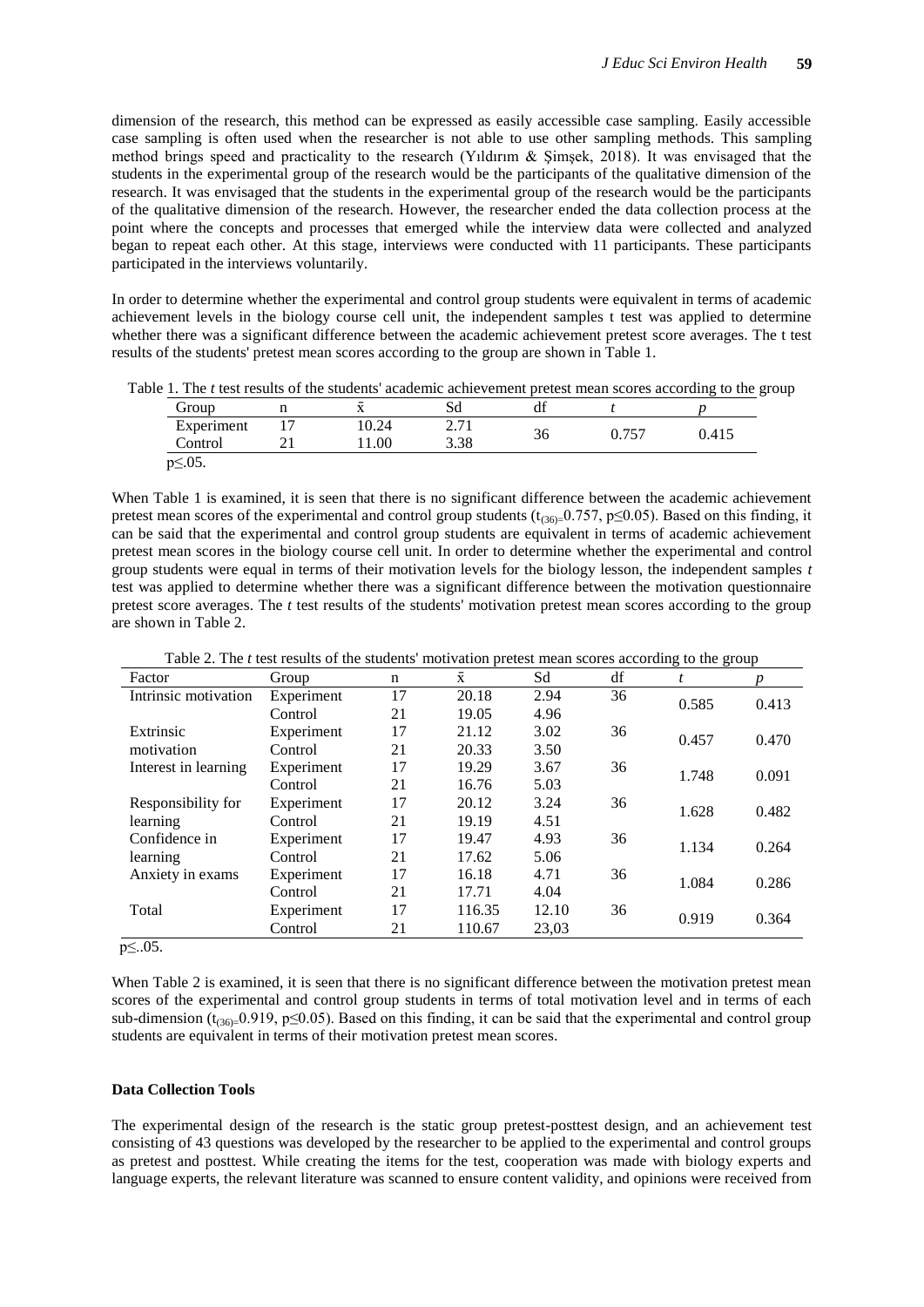dimension of the research, this method can be expressed as easily accessible case sampling. Easily accessible case sampling is often used when the researcher is not able to use other sampling methods. This sampling method brings speed and practicality to the research (Yıldırım & Şimşek, 2018). It was envisaged that the students in the experimental group of the research would be the participants of the qualitative dimension of the research. It was envisaged that the students in the experimental group of the research would be the participants of the qualitative dimension of the research. However, the researcher ended the data collection process at the point where the concepts and processes that emerged while the interview data were collected and analyzed began to repeat each other. At this stage, interviews were conducted with 11 participants. These participants participated in the interviews voluntarily.

In order to determine whether the experimental and control group students were equivalent in terms of academic achievement levels in the biology course cell unit, the independent samples t test was applied to determine whether there was a significant difference between the academic achievement pretest score averages. The t test results of the students' pretest mean scores according to the group are shown in Table 1.

Table 1. The *t* test results of the students' academic achievement pretest mean scores according to the group

| Group | n | x̄ | Sd | df | *t* | *p* |
|---|---|---|---|---|---|---|
| Experiment | 17 | 10.24 | 2.71 | 36 | 0.757 | 0.415 |
| Control | 21 | 11.00 | 3.38 | | | |

p≤.05.

When Table 1 is examined, it is seen that there is no significant difference between the academic achievement pretest mean scores of the experimental and control group students ($t_{(36)}$=0.757, p≤0.05). Based on this finding, it can be said that the experimental and control group students are equivalent in terms of academic achievement pretest mean scores in the biology course cell unit. In order to determine whether the experimental and control group students were equal in terms of their motivation levels for the biology lesson, the independent samples *t* test was applied to determine whether there was a significant difference between the motivation questionnaire pretest score averages. The *t* test results of the students' motivation pretest mean scores according to the group are shown in Table 2.

Table 2. The *t* test results of the students' motivation pretest mean scores according to the group

| Factor | Group | n | x̄ | Sd | df | *t* | *p* |
|---|---|---|---|---|---|---|---|
| Intrinsic motivation | Experiment | 17 | 20.18 | 2.94 | 36 | 0.585 | 0.413 |
| | Control | 21 | 19.05 | 4.96 | | | |
| Extrinsic motivation | Experiment | 17 | 21.12 | 3.02 | 36 | 0.457 | 0.470 |
| | Control | 21 | 20.33 | 3.50 | | | |
| Interest in learning | Experiment | 17 | 19.29 | 3.67 | 36 | 1.748 | 0.091 |
| | Control | 21 | 16.76 | 5.03 | | | |
| Responsibility for learning | Experiment | 17 | 20.12 | 3.24 | 36 | 1.628 | 0.482 |
| | Control | 21 | 19.19 | 4.51 | | | |
| Confidence in learning | Experiment | 17 | 19.47 | 4.93 | 36 | 1.134 | 0.264 |
| | Control | 21 | 17.62 | 5.06 | | | |
| Anxiety in exams | Experiment | 17 | 16.18 | 4.71 | 36 | 1.084 | 0.286 |
| | Control | 21 | 17.71 | 4.04 | | | |
| Total | Experiment | 17 | 116.35 | 12.10 | 36 | 0.919 | 0.364 |
| | Control | 21 | 110.67 | 23,03 | | | |

p≤..05.

When Table 2 is examined, it is seen that there is no significant difference between the motivation pretest mean scores of the experimental and control group students in terms of total motivation level and in terms of each sub-dimension ($t_{(36)}$=0.919, p≤0.05). Based on this finding, it can be said that the experimental and control group students are equivalent in terms of their motivation pretest mean scores.

### Data Collection Tools

The experimental design of the research is the static group pretest-posttest design, and an achievement test consisting of 43 questions was developed by the researcher to be applied to the experimental and control groups as pretest and posttest. While creating the items for the test, cooperation was made with biology experts and language experts, the relevant literature was scanned to ensure content validity, and opinions were received from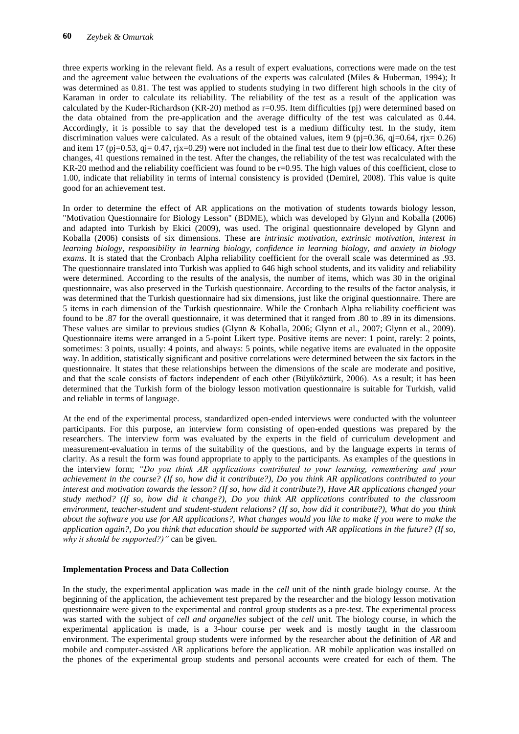three experts working in the relevant field. As a result of expert evaluations, corrections were made on the test and the agreement value between the evaluations of the experts was calculated (Miles & Huberman, 1994); It was determined as 0.81. The test was applied to students studying in two different high schools in the city of Karaman in order to calculate its reliability. The reliability of the test as a result of the application was calculated by the Kuder-Richardson (KR-20) method as r=0.95. Item difficulties (pj) were determined based on the data obtained from the pre-application and the average difficulty of the test was calculated as 0.44. Accordingly, it is possible to say that the developed test is a medium difficulty test. In the study, item discrimination values were calculated. As a result of the obtained values, item 9 (pj=0.36, qj=0.64, rjx= 0.26) and item 17 (pj=0.53, qj= 0.47, rjx=0.29) were not included in the final test due to their low efficacy. After these changes, 41 questions remained in the test. After the changes, the reliability of the test was recalculated with the KR-20 method and the reliability coefficient was found to be r=0.95. The high values of this coefficient, close to 1.00, indicate that reliability in terms of internal consistency is provided (Demirel, 2008). This value is quite good for an achievement test.

In order to determine the effect of AR applications on the motivation of students towards biology lesson, "Motivation Questionnaire for Biology Lesson" (BDME), which was developed by Glynn and Koballa (2006) and adapted into Turkish by Ekici (2009), was used. The original questionnaire developed by Glynn and Koballa (2006) consists of six dimensions. These are *intrinsic motivation, extrinsic motivation, interest in learning biology, responsibility in learning biology, confidence in learning biology, and anxiety in biology exams*. It is stated that the Cronbach Alpha reliability coefficient for the overall scale was determined as .93. The questionnaire translated into Turkish was applied to 646 high school students, and its validity and reliability were determined. According to the results of the analysis, the number of items, which was 30 in the original questionnaire, was also preserved in the Turkish questionnaire. According to the results of the factor analysis, it was determined that the Turkish questionnaire had six dimensions, just like the original questionnaire. There are 5 items in each dimension of the Turkish questionnaire. While the Cronbach Alpha reliability coefficient was found to be .87 for the overall questionnaire, it was determined that it ranged from .80 to .89 in its dimensions. These values are similar to previous studies (Glynn & Koballa, 2006; Glynn et al., 2007; Glynn et al., 2009). Questionnaire items were arranged in a 5-point Likert type. Positive items are never: 1 point, rarely: 2 points, sometimes: 3 points, usually: 4 points, and always: 5 points, while negative items are evaluated in the opposite way. In addition, statistically significant and positive correlations were determined between the six factors in the questionnaire. It states that these relationships between the dimensions of the scale are moderate and positive, and that the scale consists of factors independent of each other (Büyüköztürk, 2006). As a result; it has been determined that the Turkish form of the biology lesson motivation questionnaire is suitable for Turkish, valid and reliable in terms of language.

At the end of the experimental process, standardized open-ended interviews were conducted with the volunteer participants. For this purpose, an interview form consisting of open-ended questions was prepared by the researchers. The interview form was evaluated by the experts in the field of curriculum development and measurement-evaluation in terms of the suitability of the questions, and by the language experts in terms of clarity. As a result the form was found appropriate to apply to the participants. As examples of the questions in the interview form; *"Do you think AR applications contributed to your learning, remembering and your achievement in the course? (If so, how did it contribute?), Do you think AR applications contributed to your interest and motivation towards the lesson? (If so, how did it contribute?), Have AR applications changed your study method? (If so, how did it change?), Do you think AR applications contributed to the classroom environment, teacher-student and student-student relations? (If so, how did it contribute?), What do you think about the software you use for AR applications?, What changes would you like to make if you were to make the application again?, Do you think that education should be supported with AR applications in the future? (If so, why it should be supported?)"* can be given.

**Implementation Process and Data Collection**

In the study, the experimental application was made in the *cell* unit of the ninth grade biology course. At the beginning of the application, the achievement test prepared by the researcher and the biology lesson motivation questionnaire were given to the experimental and control group students as a pre-test. The experimental process was started with the subject of *cell and organelles* subject of the *cell* unit. The biology course, in which the experimental application is made, is a 3-hour course per week and is mostly taught in the classroom environment. The experimental group students were informed by the researcher about the definition of *AR* and mobile and computer-assisted AR applications before the application. AR mobile application was installed on the phones of the experimental group students and personal accounts were created for each of them. The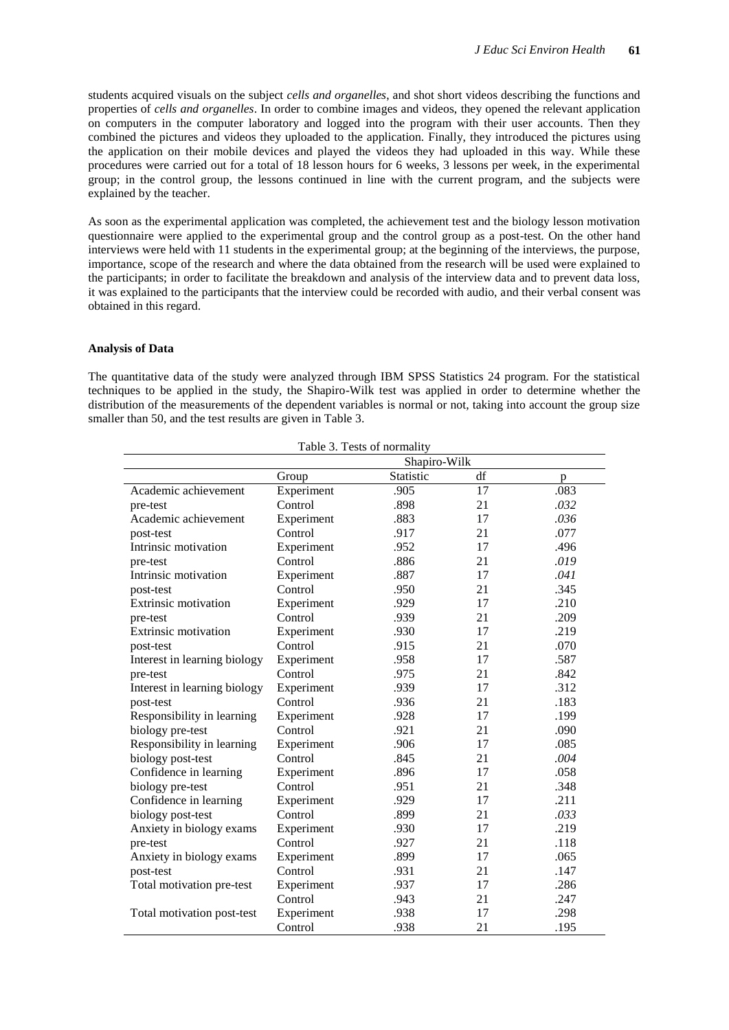students acquired visuals on the subject *cells and organelles*, and shot short videos describing the functions and properties of *cells and organelles*. In order to combine images and videos, they opened the relevant application on computers in the computer laboratory and logged into the program with their user accounts. Then they combined the pictures and videos they uploaded to the application. Finally, they introduced the pictures using the application on their mobile devices and played the videos they had uploaded in this way. While these procedures were carried out for a total of 18 lesson hours for 6 weeks, 3 lessons per week, in the experimental group; in the control group, the lessons continued in line with the current program, and the subjects were explained by the teacher.

As soon as the experimental application was completed, the achievement test and the biology lesson motivation questionnaire were applied to the experimental group and the control group as a post-test. On the other hand interviews were held with 11 students in the experimental group; at the beginning of the interviews, the purpose, importance, scope of the research and where the data obtained from the research will be used were explained to the participants; in order to facilitate the breakdown and analysis of the interview data and to prevent data loss, it was explained to the participants that the interview could be recorded with audio, and their verbal consent was obtained in this regard.

**Analysis of Data**

The quantitative data of the study were analyzed through IBM SPSS Statistics 24 program. For the statistical techniques to be applied in the study, the Shapiro-Wilk test was applied in order to determine whether the distribution of the measurements of the dependent variables is normal or not, taking into account the group size smaller than 50, and the test results are given in Table 3.

Table 3. Tests of normality

| | | Shapiro-Wilk | | |
|---|---|---|---|---|
| | Group | Statistic | df | p |
| Academic achievement pre-test | Experiment | .905 | 17 | .083 |
| | Control | .898 | 21 | *.032* |
| Academic achievement post-test | Experiment | .883 | 17 | *.036* |
| | Control | .917 | 21 | .077 |
| Intrinsic motivation pre-test | Experiment | .952 | 17 | .496 |
| | Control | .886 | 21 | *.019* |
| Intrinsic motivation post-test | Experiment | .887 | 17 | *.041* |
| | Control | .950 | 21 | .345 |
| Extrinsic motivation pre-test | Experiment | .929 | 17 | .210 |
| | Control | .939 | 21 | .209 |
| Extrinsic motivation post-test | Experiment | .930 | 17 | .219 |
| | Control | .915 | 21 | .070 |
| Interest in learning biology pre-test | Experiment | .958 | 17 | .587 |
| | Control | .975 | 21 | .842 |
| Interest in learning biology post-test | Experiment | .939 | 17 | .312 |
| | Control | .936 | 21 | .183 |
| Responsibility in learning biology pre-test | Experiment | .928 | 17 | .199 |
| | Control | .921 | 21 | .090 |
| Responsibility in learning biology post-test | Experiment | .906 | 17 | .085 |
| | Control | .845 | 21 | *.004* |
| Confidence in learning biology pre-test | Experiment | .896 | 17 | .058 |
| | Control | .951 | 21 | .348 |
| Confidence in learning biology post-test | Experiment | .929 | 17 | .211 |
| | Control | .899 | 21 | *.033* |
| Anxiety in biology exams pre-test | Experiment | .930 | 17 | .219 |
| | Control | .927 | 21 | .118 |
| Anxiety in biology exams post-test | Experiment | .899 | 17 | .065 |
| | Control | .931 | 21 | .147 |
| Total motivation pre-test | Experiment | .937 | 17 | .286 |
| | Control | .943 | 21 | .247 |
| Total motivation post-test | Experiment | .938 | 17 | .298 |
| | Control | .938 | 21 | .195 |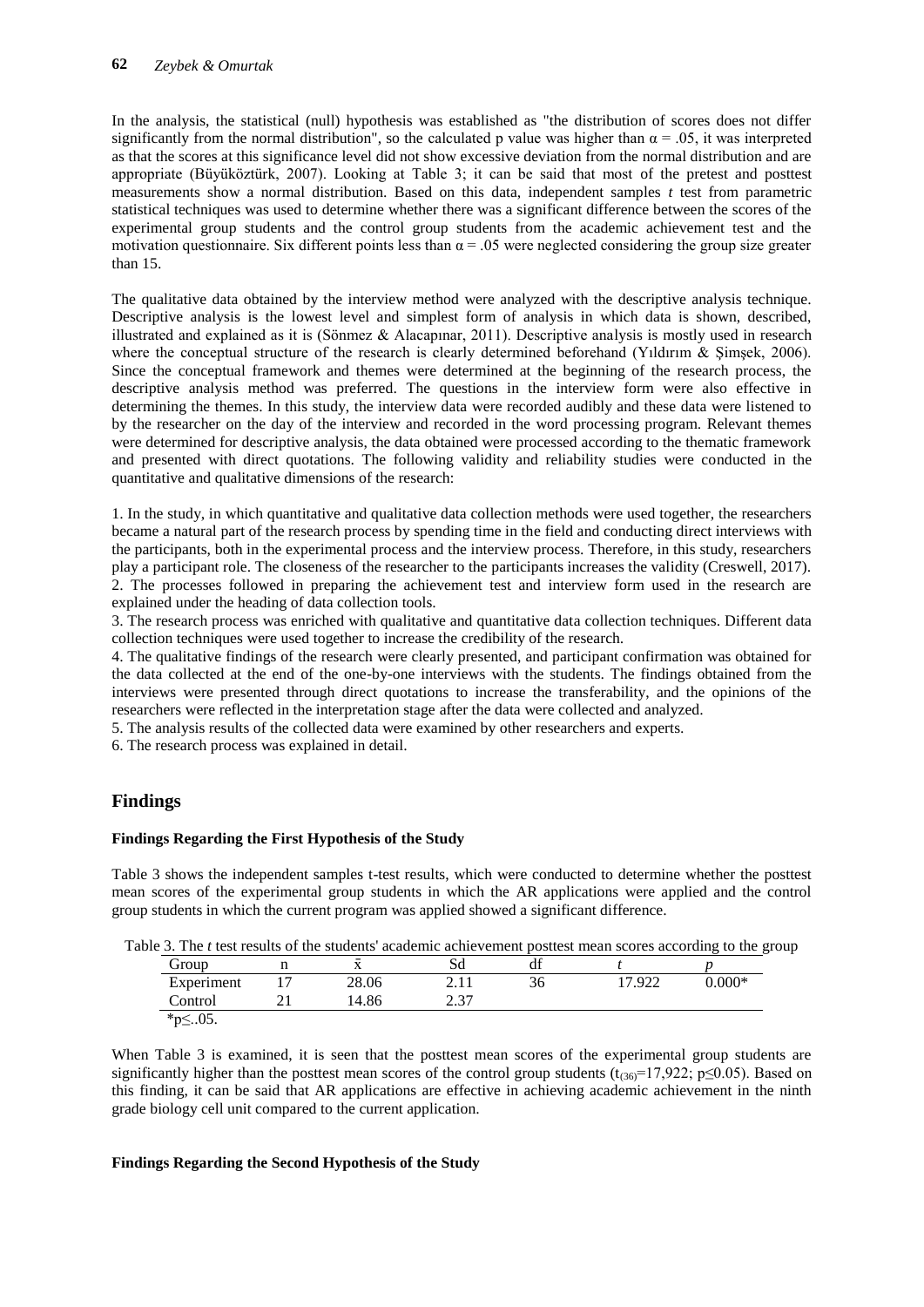In the analysis, the statistical (null) hypothesis was established as "the distribution of scores does not differ significantly from the normal distribution", so the calculated p value was higher than $\alpha = .05$, it was interpreted as that the scores at this significance level did not show excessive deviation from the normal distribution and are appropriate (Büyüköztürk, 2007). Looking at Table 3; it can be said that most of the pretest and posttest measurements show a normal distribution. Based on this data, independent samples *t* test from parametric statistical techniques was used to determine whether there was a significant difference between the scores of the experimental group students and the control group students from the academic achievement test and the motivation questionnaire. Six different points less than $\alpha = .05$ were neglected considering the group size greater than 15.

The qualitative data obtained by the interview method were analyzed with the descriptive analysis technique. Descriptive analysis is the lowest level and simplest form of analysis in which data is shown, described, illustrated and explained as it is (Sönmez & Alacapınar, 2011). Descriptive analysis is mostly used in research where the conceptual structure of the research is clearly determined beforehand (Yıldırım & Şimşek, 2006). Since the conceptual framework and themes were determined at the beginning of the research process, the descriptive analysis method was preferred. The questions in the interview form were also effective in determining the themes. In this study, the interview data were recorded audibly and these data were listened to by the researcher on the day of the interview and recorded in the word processing program. Relevant themes were determined for descriptive analysis, the data obtained were processed according to the thematic framework and presented with direct quotations. The following validity and reliability studies were conducted in the quantitative and qualitative dimensions of the research:

1. In the study, in which quantitative and qualitative data collection methods were used together, the researchers became a natural part of the research process by spending time in the field and conducting direct interviews with the participants, both in the experimental process and the interview process. Therefore, in this study, researchers play a participant role. The closeness of the researcher to the participants increases the validity (Creswell, 2017).
2. The processes followed in preparing the achievement test and interview form used in the research are explained under the heading of data collection tools.
3. The research process was enriched with qualitative and quantitative data collection techniques. Different data collection techniques were used together to increase the credibility of the research.
4. The qualitative findings of the research were clearly presented, and participant confirmation was obtained for the data collected at the end of the one-by-one interviews with the students. The findings obtained from the interviews were presented through direct quotations to increase the transferability, and the opinions of the researchers were reflected in the interpretation stage after the data were collected and analyzed.
5. The analysis results of the collected data were examined by other researchers and experts.
6. The research process was explained in detail.

## Findings

### Findings Regarding the First Hypothesis of the Study

Table 3 shows the independent samples t-test results, which were conducted to determine whether the posttest mean scores of the experimental group students in which the AR applications were applied and the control group students in which the current program was applied showed a significant difference.

Table 3. The *t* test results of the students' academic achievement posttest mean scores according to the group

| Group | n | $\bar{x}$ | Sd | df | *t* | *p* |
|---|---|---|---|---|---|---|
| Experiment | 17 | 28.06 | 2.11 | 36 | 17.922 | 0.000* |
| Control | 21 | 14.86 | 2.37 | | | |

*p≤..05.

When Table 3 is examined, it is seen that the posttest mean scores of the experimental group students are significantly higher than the posttest mean scores of the control group students ($t_{(36)}$=17,922; $p \leq 0.05$). Based on this finding, it can be said that AR applications are effective in achieving academic achievement in the ninth grade biology cell unit compared to the current application.

### Findings Regarding the Second Hypothesis of the Study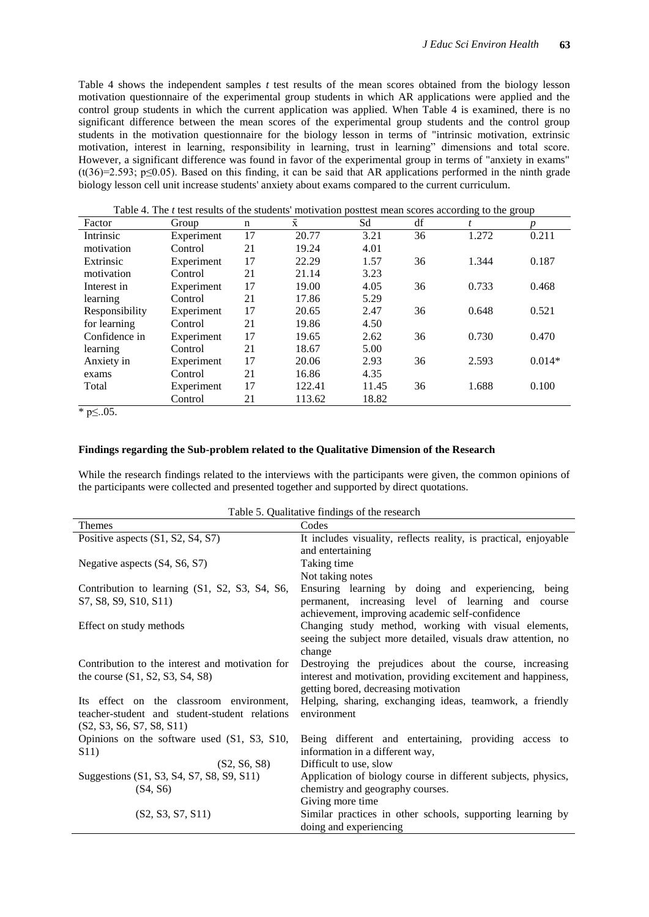Table 4 shows the independent samples *t* test results of the mean scores obtained from the biology lesson motivation questionnaire of the experimental group students in which AR applications were applied and the control group students in which the current application was applied. When Table 4 is examined, there is no significant difference between the mean scores of the experimental group students and the control group students in the motivation questionnaire for the biology lesson in terms of "intrinsic motivation, extrinsic motivation, interest in learning, responsibility in learning, trust in learning" dimensions and total score. However, a significant difference was found in favor of the experimental group in terms of "anxiety in exams" ($t(36)=2.593$; $p \leq 0.05$). Based on this finding, it can be said that AR applications performed in the ninth grade biology lesson cell unit increase students' anxiety about exams compared to the current curriculum.

Table 4. The *t* test results of the students' motivation posttest mean scores according to the group

| Factor | Group | n | $\bar{x}$ | Sd | df | *t* | *p* |
|---|---|---|---|---|---|---|---|
| Intrinsic motivation | Experiment | 17 | 20.77 | 3.21 | 36 | 1.272 | 0.211 |
| | Control | 21 | 19.24 | 4.01 | | | |
| Extrinsic motivation | Experiment | 17 | 22.29 | 1.57 | 36 | 1.344 | 0.187 |
| | Control | 21 | 21.14 | 3.23 | | | |
| Interest in learning | Experiment | 17 | 19.00 | 4.05 | 36 | 0.733 | 0.468 |
| | Control | 21 | 17.86 | 5.29 | | | |
| Responsibility for learning | Experiment | 17 | 20.65 | 2.47 | 36 | 0.648 | 0.521 |
| | Control | 21 | 19.86 | 4.50 | | | |
| Confidence in learning | Experiment | 17 | 19.65 | 2.62 | 36 | 0.730 | 0.470 |
| | Control | 21 | 18.67 | 5.00 | | | |
| Anxiety in exams | Experiment | 17 | 20.06 | 2.93 | 36 | 2.593 | 0.014* |
| | Control | 21 | 16.86 | 4.35 | | | |
| Total | Experiment | 17 | 122.41 | 11.45 | 36 | 1.688 | 0.100 |
| | Control | 21 | 113.62 | 18.82 | | | |

\* $p \leq .05$.

#### Findings regarding the Sub-problem related to the Qualitative Dimension of the Research

While the research findings related to the interviews with the participants were given, the common opinions of the participants were collected and presented together and supported by direct quotations.

Table 5. Qualitative findings of the research

| Themes | Codes |
|---|---|
| Positive aspects (S1, S2, S4, S7) | It includes visuality, reflects reality, is practical, enjoyable and entertaining |
| Negative aspects (S4, S6, S7) | Taking time<br>Not taking notes |
| Contribution to learning (S1, S2, S3, S4, S6, S7, S8, S9, S10, S11) | Ensuring learning by doing and experiencing, being permanent, increasing level of learning and course achievement, improving academic self-confidence |
| Effect on study methods | Changing study method, working with visual elements, seeing the subject more detailed, visuals draw attention, no change |
| Contribution to the interest and motivation for the course (S1, S2, S3, S4, S8) | Destroying the prejudices about the course, increasing interest and motivation, providing excitement and happiness, getting bored, decreasing motivation |
| Its effect on the classroom environment, teacher-student and student-student relations (S2, S3, S6, S7, S8, S11) | Helping, sharing, exchanging ideas, teamwork, a friendly environment |
| Opinions on the software used (S1, S3, S10, S11) | Being different and entertaining, providing access to information in a different way, |
| (S2, S6, S8) | Difficult to use, slow |
| Suggestions (S1, S3, S4, S7, S8, S9, S11) | Application of biology course in different subjects, physics, chemistry and geography courses. |
| (S4, S6) | Giving more time |
| (S2, S3, S7, S11) | Similar practices in other schools, supporting learning by doing and experiencing |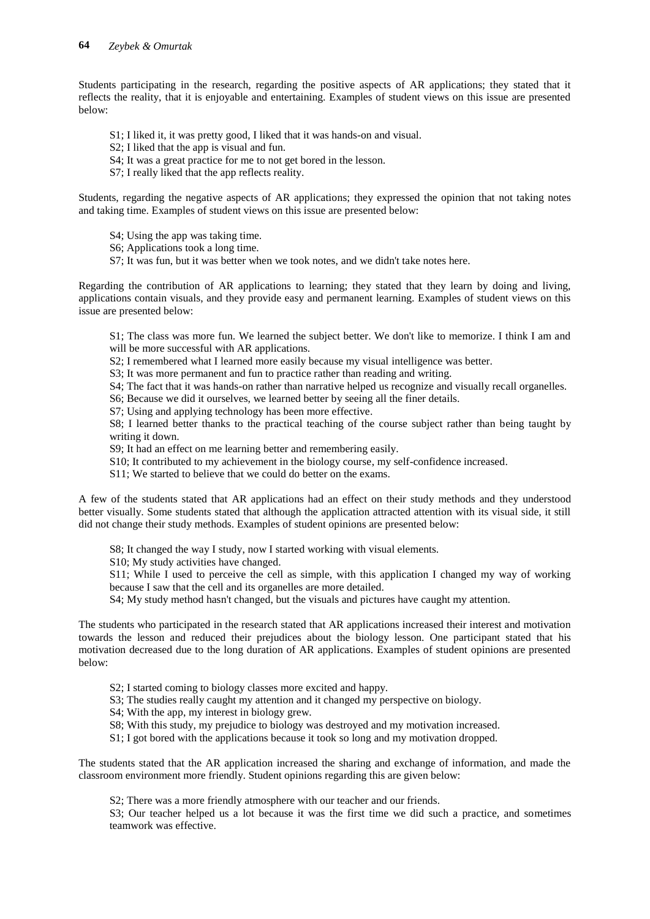Students participating in the research, regarding the positive aspects of AR applications; they stated that it reflects the reality, that it is enjoyable and entertaining. Examples of student views on this issue are presented below:

> S1; I liked it, it was pretty good, I liked that it was hands-on and visual.
> S2; I liked that the app is visual and fun.
> S4; It was a great practice for me to not get bored in the lesson.
> S7; I really liked that the app reflects reality.

Students, regarding the negative aspects of AR applications; they expressed the opinion that not taking notes and taking time. Examples of student views on this issue are presented below:

> S4; Using the app was taking time.
> S6; Applications took a long time.
> S7; It was fun, but it was better when we took notes, and we didn't take notes here.

Regarding the contribution of AR applications to learning; they stated that they learn by doing and living, applications contain visuals, and they provide easy and permanent learning. Examples of student views on this issue are presented below:

> S1; The class was more fun. We learned the subject better. We don't like to memorize. I think I am and will be more successful with AR applications.
> S2; I remembered what I learned more easily because my visual intelligence was better.
> S3; It was more permanent and fun to practice rather than reading and writing.
> S4; The fact that it was hands-on rather than narrative helped us recognize and visually recall organelles.
> S6; Because we did it ourselves, we learned better by seeing all the finer details.
> S7; Using and applying technology has been more effective.
> S8; I learned better thanks to the practical teaching of the course subject rather than being taught by writing it down.
> S9; It had an effect on me learning better and remembering easily.
> S10; It contributed to my achievement in the biology course, my self-confidence increased.
> S11; We started to believe that we could do better on the exams.

A few of the students stated that AR applications had an effect on their study methods and they understood better visually. Some students stated that although the application attracted attention with its visual side, it still did not change their study methods. Examples of student opinions are presented below:

> S8; It changed the way I study, now I started working with visual elements.
> S10; My study activities have changed.
> S11; While I used to perceive the cell as simple, with this application I changed my way of working because I saw that the cell and its organelles are more detailed.
> S4; My study method hasn't changed, but the visuals and pictures have caught my attention.

The students who participated in the research stated that AR applications increased their interest and motivation towards the lesson and reduced their prejudices about the biology lesson. One participant stated that his motivation decreased due to the long duration of AR applications. Examples of student opinions are presented below:

> S2; I started coming to biology classes more excited and happy.
> S3; The studies really caught my attention and it changed my perspective on biology.
> S4; With the app, my interest in biology grew.
> S8; With this study, my prejudice to biology was destroyed and my motivation increased.
> S1; I got bored with the applications because it took so long and my motivation dropped.

The students stated that the AR application increased the sharing and exchange of information, and made the classroom environment more friendly. Student opinions regarding this are given below:

> S2; There was a more friendly atmosphere with our teacher and our friends.
> S3; Our teacher helped us a lot because it was the first time we did such a practice, and sometimes teamwork was effective.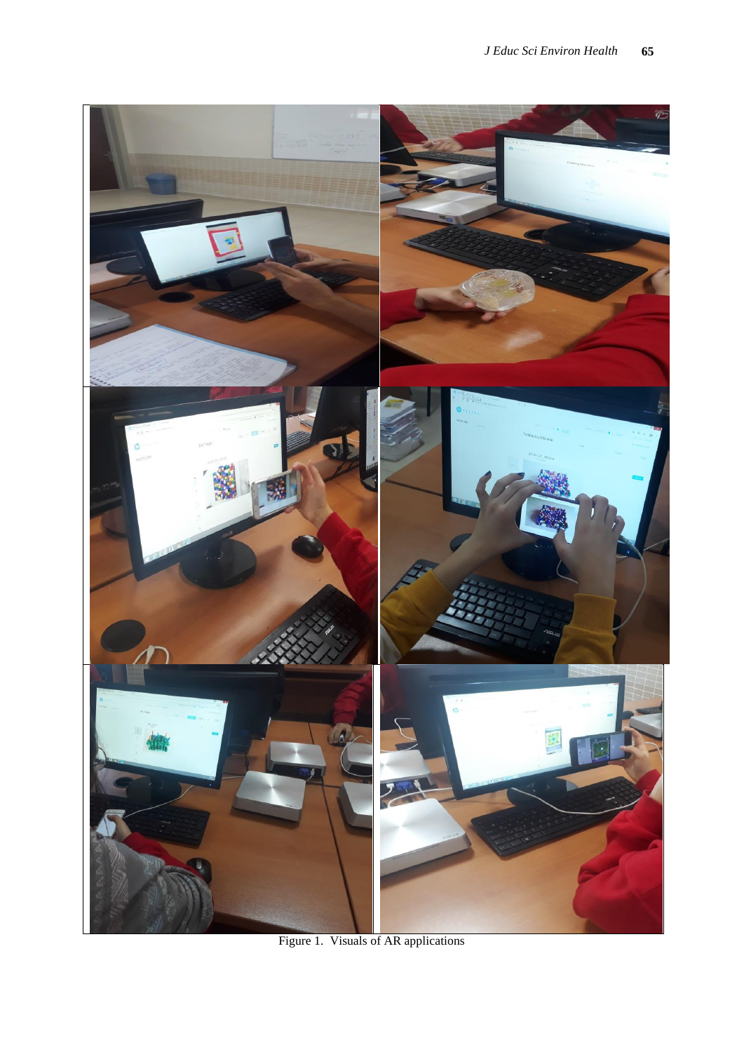Figure 1. Visuals of AR applications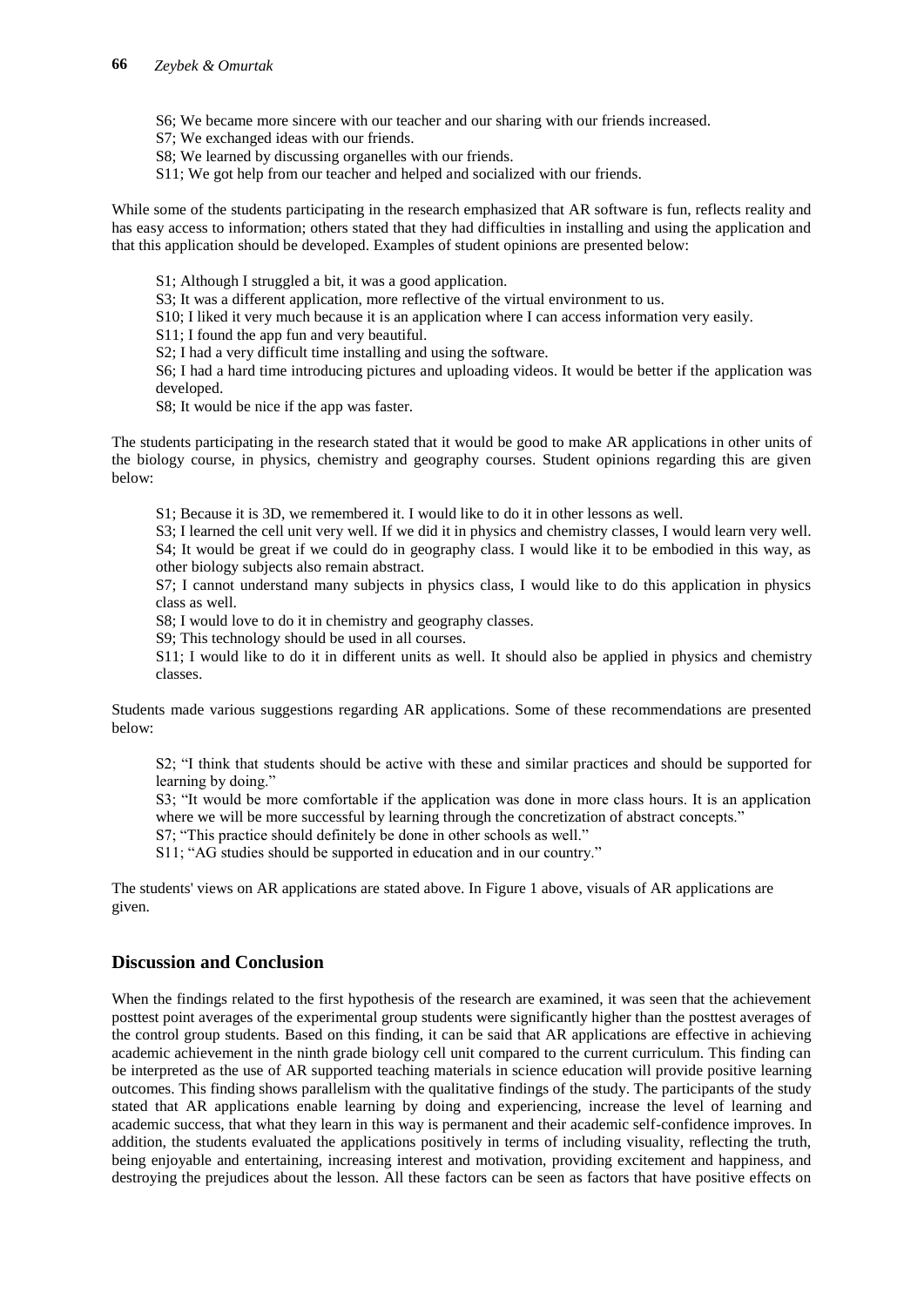S6; We became more sincere with our teacher and our sharing with our friends increased.
S7; We exchanged ideas with our friends.
S8; We learned by discussing organelles with our friends.
S11; We got help from our teacher and helped and socialized with our friends.

While some of the students participating in the research emphasized that AR software is fun, reflects reality and has easy access to information; others stated that they had difficulties in installing and using the application and that this application should be developed. Examples of student opinions are presented below:

S1; Although I struggled a bit, it was a good application.
S3; It was a different application, more reflective of the virtual environment to us.
S10; I liked it very much because it is an application where I can access information very easily.
S11; I found the app fun and very beautiful.
S2; I had a very difficult time installing and using the software.
S6; I had a hard time introducing pictures and uploading videos. It would be better if the application was developed.
S8; It would be nice if the app was faster.

The students participating in the research stated that it would be good to make AR applications in other units of the biology course, in physics, chemistry and geography courses. Student opinions regarding this are given below:

S1; Because it is 3D, we remembered it. I would like to do it in other lessons as well.
S3; I learned the cell unit very well. If we did it in physics and chemistry classes, I would learn very well.
S4; It would be great if we could do in geography class. I would like it to be embodied in this way, as other biology subjects also remain abstract.
S7; I cannot understand many subjects in physics class, I would like to do this application in physics class as well.
S8; I would love to do it in chemistry and geography classes.
S9; This technology should be used in all courses.
S11; I would like to do it in different units as well. It should also be applied in physics and chemistry classes.

Students made various suggestions regarding AR applications. Some of these recommendations are presented below:

S2; "I think that students should be active with these and similar practices and should be supported for learning by doing."
S3; "It would be more comfortable if the application was done in more class hours. It is an application where we will be more successful by learning through the concretization of abstract concepts."
S7; "This practice should definitely be done in other schools as well."
S11; "AG studies should be supported in education and in our country."

The students' views on AR applications are stated above. In Figure 1 above, visuals of AR applications are given.

## Discussion and Conclusion

When the findings related to the first hypothesis of the research are examined, it was seen that the achievement posttest point averages of the experimental group students were significantly higher than the posttest averages of the control group students. Based on this finding, it can be said that AR applications are effective in achieving academic achievement in the ninth grade biology cell unit compared to the current curriculum. This finding can be interpreted as the use of AR supported teaching materials in science education will provide positive learning outcomes. This finding shows parallelism with the qualitative findings of the study. The participants of the study stated that AR applications enable learning by doing and experiencing, increase the level of learning and academic success, that what they learn in this way is permanent and their academic self-confidence improves. In addition, the students evaluated the applications positively in terms of including visuality, reflecting the truth, being enjoyable and entertaining, increasing interest and motivation, providing excitement and happiness, and destroying the prejudices about the lesson. All these factors can be seen as factors that have positive effects on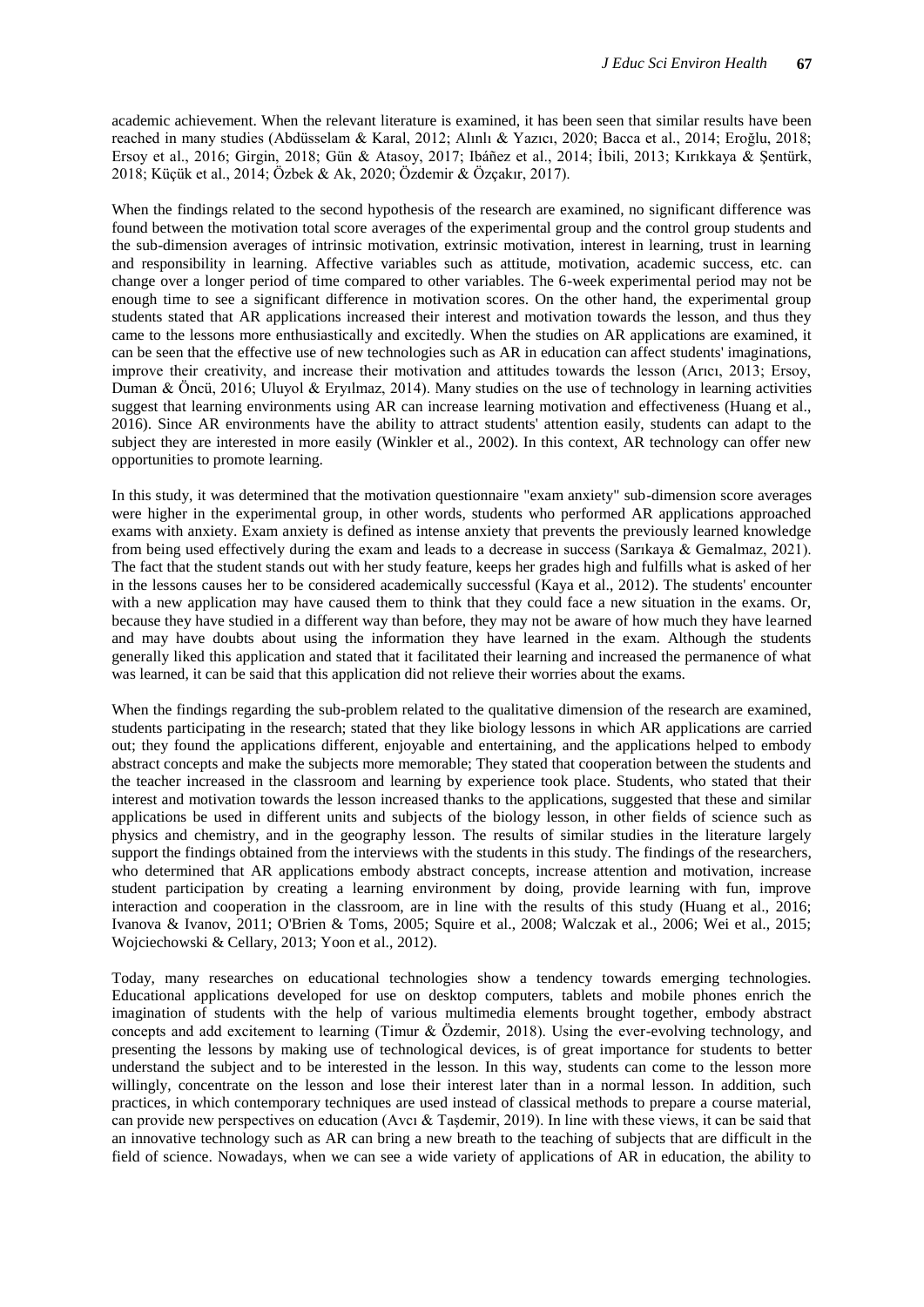academic achievement. When the relevant literature is examined, it has been seen that similar results have been reached in many studies (Abdüsselam & Karal, 2012; Alınlı & Yazıcı, 2020; Bacca et al., 2014; Eroğlu, 2018; Ersoy et al., 2016; Girgin, 2018; Gün & Atasoy, 2017; Ibáñez et al., 2014; İbili, 2013; Kırıkkaya & Şentürk, 2018; Küçük et al., 2014; Özbek & Ak, 2020; Özdemir & Özçakır, 2017).

When the findings related to the second hypothesis of the research are examined, no significant difference was found between the motivation total score averages of the experimental group and the control group students and the sub-dimension averages of intrinsic motivation, extrinsic motivation, interest in learning, trust in learning and responsibility in learning. Affective variables such as attitude, motivation, academic success, etc. can change over a longer period of time compared to other variables. The 6-week experimental period may not be enough time to see a significant difference in motivation scores. On the other hand, the experimental group students stated that AR applications increased their interest and motivation towards the lesson, and thus they came to the lessons more enthusiastically and excitedly. When the studies on AR applications are examined, it can be seen that the effective use of new technologies such as AR in education can affect students' imaginations, improve their creativity, and increase their motivation and attitudes towards the lesson (Arıcı, 2013; Ersoy, Duman & Öncü, 2016; Uluyol & Eryılmaz, 2014). Many studies on the use of technology in learning activities suggest that learning environments using AR can increase learning motivation and effectiveness (Huang et al., 2016). Since AR environments have the ability to attract students' attention easily, students can adapt to the subject they are interested in more easily (Winkler et al., 2002). In this context, AR technology can offer new opportunities to promote learning.

In this study, it was determined that the motivation questionnaire "exam anxiety" sub-dimension score averages were higher in the experimental group, in other words, students who performed AR applications approached exams with anxiety. Exam anxiety is defined as intense anxiety that prevents the previously learned knowledge from being used effectively during the exam and leads to a decrease in success (Sarıkaya & Gemalmaz, 2021). The fact that the student stands out with her study feature, keeps her grades high and fulfills what is asked of her in the lessons causes her to be considered academically successful (Kaya et al., 2012). The students' encounter with a new application may have caused them to think that they could face a new situation in the exams. Or, because they have studied in a different way than before, they may not be aware of how much they have learned and may have doubts about using the information they have learned in the exam. Although the students generally liked this application and stated that it facilitated their learning and increased the permanence of what was learned, it can be said that this application did not relieve their worries about the exams.

When the findings regarding the sub-problem related to the qualitative dimension of the research are examined, students participating in the research; stated that they like biology lessons in which AR applications are carried out; they found the applications different, enjoyable and entertaining, and the applications helped to embody abstract concepts and make the subjects more memorable; They stated that cooperation between the students and the teacher increased in the classroom and learning by experience took place. Students, who stated that their interest and motivation towards the lesson increased thanks to the applications, suggested that these and similar applications be used in different units and subjects of the biology lesson, in other fields of science such as physics and chemistry, and in the geography lesson. The results of similar studies in the literature largely support the findings obtained from the interviews with the students in this study. The findings of the researchers, who determined that AR applications embody abstract concepts, increase attention and motivation, increase student participation by creating a learning environment by doing, provide learning with fun, improve interaction and cooperation in the classroom, are in line with the results of this study (Huang et al., 2016; Ivanova & Ivanov, 2011; O'Brien & Toms, 2005; Squire et al., 2008; Walczak et al., 2006; Wei et al., 2015; Wojciechowski & Cellary, 2013; Yoon et al., 2012).

Today, many researches on educational technologies show a tendency towards emerging technologies. Educational applications developed for use on desktop computers, tablets and mobile phones enrich the imagination of students with the help of various multimedia elements brought together, embody abstract concepts and add excitement to learning (Timur & Özdemir, 2018). Using the ever-evolving technology, and presenting the lessons by making use of technological devices, is of great importance for students to better understand the subject and to be interested in the lesson. In this way, students can come to the lesson more willingly, concentrate on the lesson and lose their interest later than in a normal lesson. In addition, such practices, in which contemporary techniques are used instead of classical methods to prepare a course material, can provide new perspectives on education (Avcı & Taşdemir, 2019). In line with these views, it can be said that an innovative technology such as AR can bring a new breath to the teaching of subjects that are difficult in the field of science. Nowadays, when we can see a wide variety of applications of AR in education, the ability to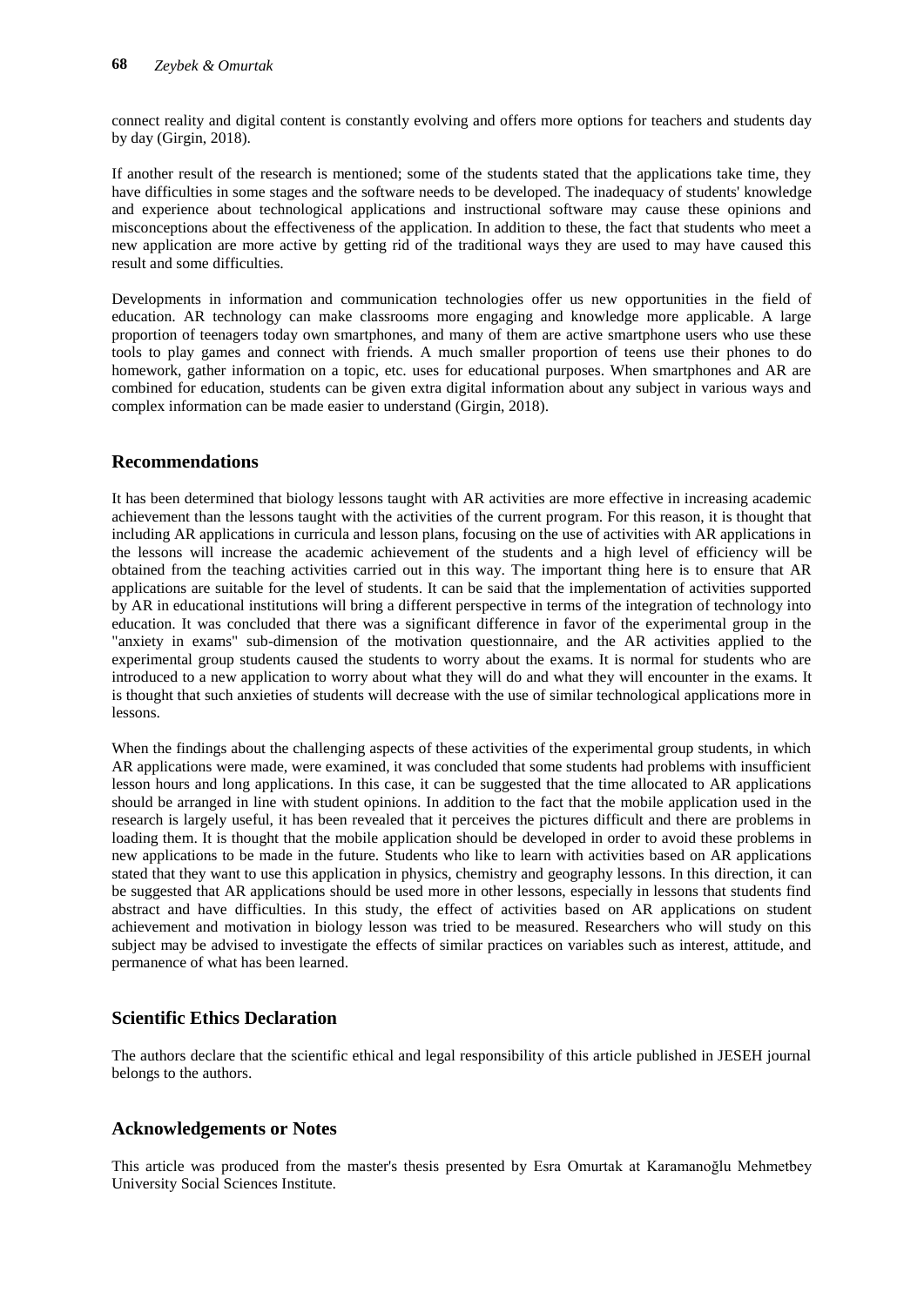connect reality and digital content is constantly evolving and offers more options for teachers and students day by day (Girgin, 2018).

If another result of the research is mentioned; some of the students stated that the applications take time, they have difficulties in some stages and the software needs to be developed. The inadequacy of students' knowledge and experience about technological applications and instructional software may cause these opinions and misconceptions about the effectiveness of the application. In addition to these, the fact that students who meet a new application are more active by getting rid of the traditional ways they are used to may have caused this result and some difficulties.

Developments in information and communication technologies offer us new opportunities in the field of education. AR technology can make classrooms more engaging and knowledge more applicable. A large proportion of teenagers today own smartphones, and many of them are active smartphone users who use these tools to play games and connect with friends. A much smaller proportion of teens use their phones to do homework, gather information on a topic, etc. uses for educational purposes. When smartphones and AR are combined for education, students can be given extra digital information about any subject in various ways and complex information can be made easier to understand (Girgin, 2018).

## Recommendations

It has been determined that biology lessons taught with AR activities are more effective in increasing academic achievement than the lessons taught with the activities of the current program. For this reason, it is thought that including AR applications in curricula and lesson plans, focusing on the use of activities with AR applications in the lessons will increase the academic achievement of the students and a high level of efficiency will be obtained from the teaching activities carried out in this way. The important thing here is to ensure that AR applications are suitable for the level of students. It can be said that the implementation of activities supported by AR in educational institutions will bring a different perspective in terms of the integration of technology into education. It was concluded that there was a significant difference in favor of the experimental group in the "anxiety in exams" sub-dimension of the motivation questionnaire, and the AR activities applied to the experimental group students caused the students to worry about the exams. It is normal for students who are introduced to a new application to worry about what they will do and what they will encounter in the exams. It is thought that such anxieties of students will decrease with the use of similar technological applications more in lessons.

When the findings about the challenging aspects of these activities of the experimental group students, in which AR applications were made, were examined, it was concluded that some students had problems with insufficient lesson hours and long applications. In this case, it can be suggested that the time allocated to AR applications should be arranged in line with student opinions. In addition to the fact that the mobile application used in the research is largely useful, it has been revealed that it perceives the pictures difficult and there are problems in loading them. It is thought that the mobile application should be developed in order to avoid these problems in new applications to be made in the future. Students who like to learn with activities based on AR applications stated that they want to use this application in physics, chemistry and geography lessons. In this direction, it can be suggested that AR applications should be used more in other lessons, especially in lessons that students find abstract and have difficulties. In this study, the effect of activities based on AR applications on student achievement and motivation in biology lesson was tried to be measured. Researchers who will study on this subject may be advised to investigate the effects of similar practices on variables such as interest, attitude, and permanence of what has been learned.

## Scientific Ethics Declaration

The authors declare that the scientific ethical and legal responsibility of this article published in JESEH journal belongs to the authors.

## Acknowledgements or Notes

This article was produced from the master's thesis presented by Esra Omurtak at Karamanoğlu Mehmetbey University Social Sciences Institute.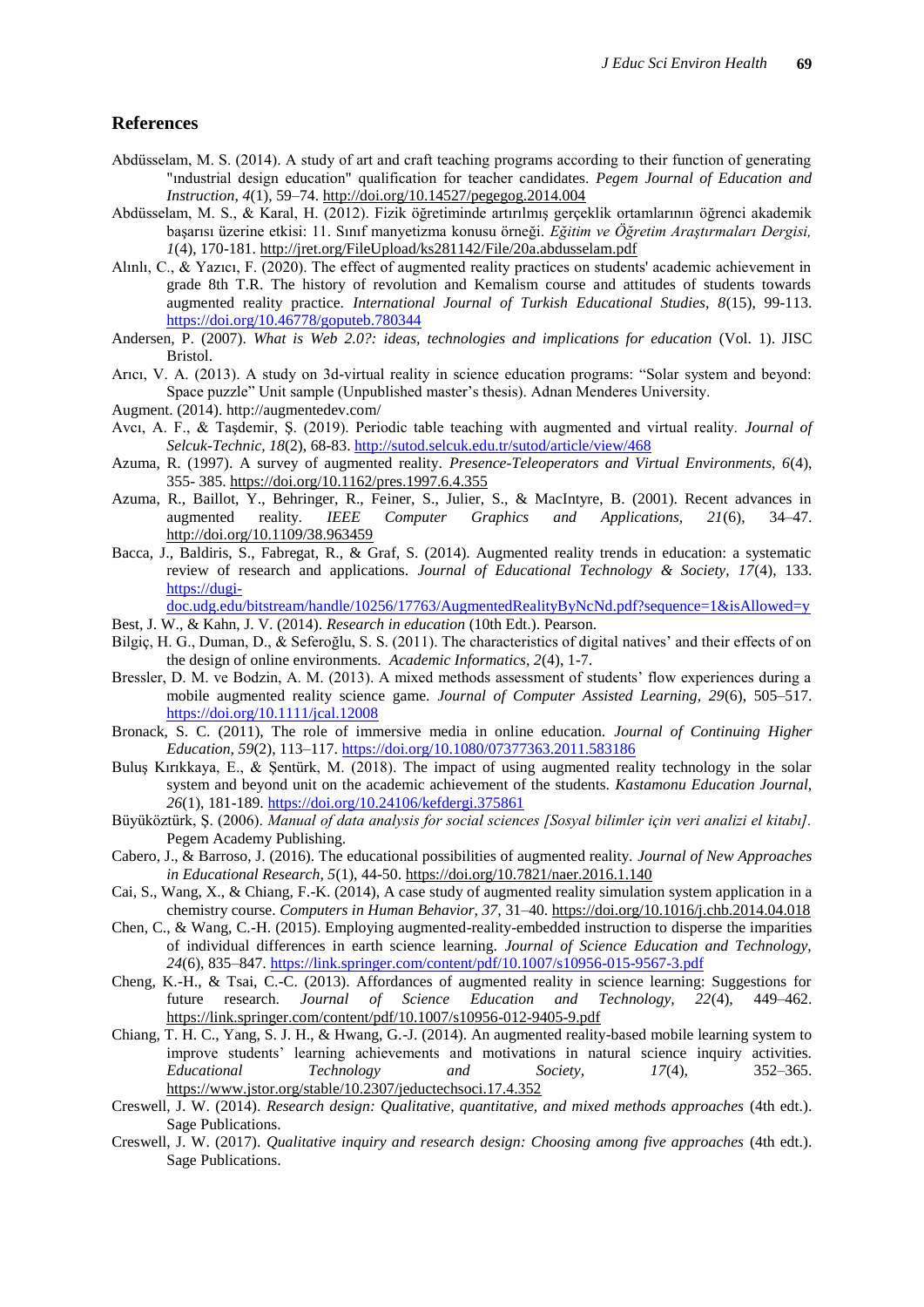## References

Abdüsselam, M. S. (2014). A study of art and craft teaching programs according to their function of generating "ındustrial design education" qualification for teacher candidates. *Pegem Journal of Education and Instruction, 4*(1), 59–74. http://doi.org/10.14527/pegegog.2014.004

Abdüsselam, M. S., & Karal, H. (2012). Fizik öğretiminde artırılmış gerçeklik ortamlarının öğrenci akademik başarısı üzerine etkisi: 11. Sınıf manyetizma konusu örneği. *Eğitim ve Öğretim Araştırmaları Dergisi, 1*(4), 170-181. http://jret.org/FileUpload/ks281142/File/20a.abdusselam.pdf

Alınlı, C., & Yazıcı, F. (2020). The effect of augmented reality practices on students' academic achievement in grade 8th T.R. The history of revolution and Kemalism course and attitudes of students towards augmented reality practice. *International Journal of Turkish Educational Studies, 8*(15), 99-113. https://doi.org/10.46778/goputeb.780344

Andersen, P. (2007). *What is Web 2.0?: ideas, technologies and implications for education* (Vol. 1). JISC Bristol.

Arıcı, V. A. (2013). A study on 3d-virtual reality in science education programs: "Solar system and beyond: Space puzzle" Unit sample (Unpublished master's thesis). Adnan Menderes University.

Augment. (2014). http://augmentedev.com/

Avcı, A. F., & Taşdemir, Ş. (2019). Periodic table teaching with augmented and virtual reality. *Journal of Selcuk-Technic, 18*(2), 68-83. http://sutod.selcuk.edu.tr/sutod/article/view/468

Azuma, R. (1997). A survey of augmented reality. *Presence-Teleoperators and Virtual Environments, 6*(4), 355- 385. https://doi.org/10.1162/pres.1997.6.4.355

Azuma, R., Baillot, Y., Behringer, R., Feiner, S., Julier, S., & MacIntyre, B. (2001). Recent advances in augmented reality. *IEEE Computer Graphics and Applications, 21*(6), 34–47. http://doi.org/10.1109/38.963459

Bacca, J., Baldiris, S., Fabregat, R., & Graf, S. (2014). Augmented reality trends in education: a systematic review of research and applications. *Journal of Educational Technology & Society, 17*(4), 133. https://dugi-doc.udg.edu/bitstream/handle/10256/17763/AugmentedRealityByNcNd.pdf?sequence=1&isAllowed=y

Best, J. W., & Kahn, J. V. (2014). *Research in education* (10th Edt.). Pearson.

Bilgiç, H. G., Duman, D., & Seferoğlu, S. S. (2011). The characteristics of digital natives' and their effects of on the design of online environments. *Academic Informatics, 2*(4), 1-7.

Bressler, D. M. ve Bodzin, A. M. (2013). A mixed methods assessment of students' flow experiences during a mobile augmented reality science game. *Journal of Computer Assisted Learning, 29*(6), 505–517. https://doi.org/10.1111/jcal.12008

Bronack, S. C. (2011), The role of immersive media in online education. *Journal of Continuing Higher Education, 59*(2), 113–117. https://doi.org/10.1080/07377363.2011.583186

Buluş Kırıkkaya, E., & Şentürk, M. (2018). The impact of using augmented reality technology in the solar system and beyond unit on the academic achievement of the students. *Kastamonu Education Journal, 26*(1), 181-189. https://doi.org/10.24106/kefdergi.375861

Büyüköztürk, Ş. (2006). *Manual of data analysis for social sciences [Sosyal bilimler için veri analizi el kitabı]*. Pegem Academy Publishing.

Cabero, J., & Barroso, J. (2016). The educational possibilities of augmented reality. *Journal of New Approaches in Educational Research, 5*(1), 44-50. https://doi.org/10.7821/naer.2016.1.140

Cai, S., Wang, X., & Chiang, F.-K. (2014), A case study of augmented reality simulation system application in a chemistry course. *Computers in Human Behavior, 37*, 31–40. https://doi.org/10.1016/j.chb.2014.04.018

Chen, C., & Wang, C.-H. (2015). Employing augmented-reality-embedded instruction to disperse the imparities of individual differences in earth science learning. *Journal of Science Education and Technology, 24*(6), 835–847. https://link.springer.com/content/pdf/10.1007/s10956-015-9567-3.pdf

Cheng, K.-H., & Tsai, C.-C. (2013). Affordances of augmented reality in science learning: Suggestions for future research. *Journal of Science Education and Technology, 22*(4), 449–462. https://link.springer.com/content/pdf/10.1007/s10956-012-9405-9.pdf

Chiang, T. H. C., Yang, S. J. H., & Hwang, G.-J. (2014). An augmented reality-based mobile learning system to improve students' learning achievements and motivations in natural science inquiry activities. *Educational Technology and Society, 17*(4), 352–365. https://www.jstor.org/stable/10.2307/jeductechsoci.17.4.352

Creswell, J. W. (2014). *Research design: Qualitative, quantitative, and mixed methods approaches* (4th edt.). Sage Publications.

Creswell, J. W. (2017). *Qualitative inquiry and research design: Choosing among five approaches* (4th edt.). Sage Publications.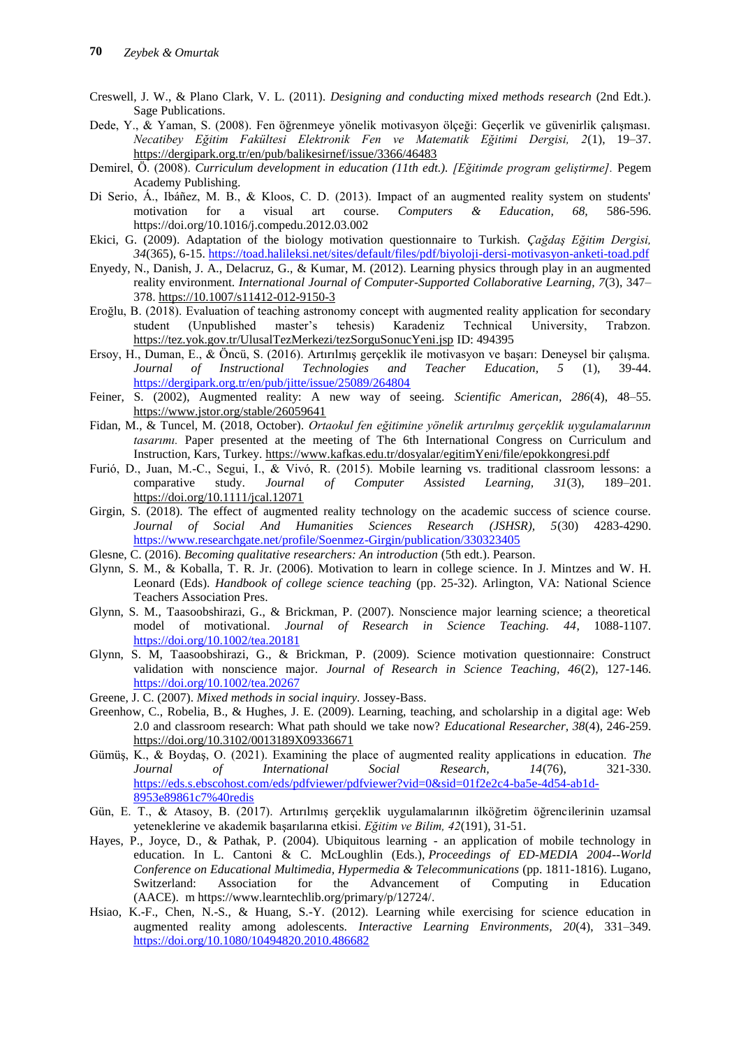Creswell, J. W., & Plano Clark, V. L. (2011). *Designing and conducting mixed methods research* (2nd Edt.). Sage Publications.

Dede, Y., & Yaman, S. (2008). Fen öğrenmeye yönelik motivasyon ölçeği: Geçerlik ve güvenirlik çalışması. *Necatibey Eğitim Fakültesi Elektronik Fen ve Matematik Eğitimi Dergisi, 2*(1), 19–37. https://dergipark.org.tr/en/pub/balikesirnef/issue/3366/46483

Demirel, Ö. (2008). *Curriculum development in education (11th edt.). [Eğitimde program geliştirme].* Pegem Academy Publishing.

Di Serio, Á., Ibáñez, M. B., & Kloos, C. D. (2013). Impact of an augmented reality system on students' motivation for a visual art course. *Computers & Education, 68,* 586-596. https://doi.org/10.1016/j.compedu.2012.03.002

Ekici, G. (2009). Adaptation of the biology motivation questionnaire to Turkish. *Çağdaş Eğitim Dergisi, 34*(365), 6-15. https://toad.halileksi.net/sites/default/files/pdf/biyoloji-dersi-motivasyon-anketi-toad.pdf

Enyedy, N., Danish, J. A., Delacruz, G., & Kumar, M. (2012). Learning physics through play in an augmented reality environment. *International Journal of Computer-Supported Collaborative Learning, 7*(3), 347–378. https://10.1007/s11412-012-9150-3

Eroğlu, B. (2018). Evaluation of teaching astronomy concept with augmented reality application for secondary student (Unpublished master's tehesis) Karadeniz Technical University, Trabzon. https://tez.yok.gov.tr/UlusalTezMerkezi/tezSorguSonucYeni.jsp ID: 494395

Ersoy, H., Duman, E., & Öncü, S. (2016). Artırılmış gerçeklik ile motivasyon ve başarı: Deneysel bir çalışma. *Journal of Instructional Technologies and Teacher Education, 5* (1), 39-44. https://dergipark.org.tr/en/pub/jitte/issue/25089/264804

Feiner, S. (2002), Augmented reality: A new way of seeing. *Scientific American, 286*(4), 48–55. https://www.jstor.org/stable/26059641

Fidan, M., & Tuncel, M. (2018, October). *Ortaokul fen eğitimine yönelik artırılmış gerçeklik uygulamalarının tasarımı.* Paper presented at the meeting of The 6th International Congress on Curriculum and Instruction, Kars, Turkey. https://www.kafkas.edu.tr/dosyalar/egitimYeni/file/epokkongresi.pdf

Furió, D., Juan, M.-C., Segui, I., & Vivó, R. (2015). Mobile learning vs. traditional classroom lessons: a comparative study. *Journal of Computer Assisted Learning, 31*(3), 189–201. https://doi.org/10.1111/jcal.12071

Girgin, S. (2018). The effect of augmented reality technology on the academic success of science course. *Journal of Social And Humanities Sciences Research (JSHSR), 5*(30) 4283-4290. https://www.researchgate.net/profile/Soenmez-Girgin/publication/330323405

Glesne, C. (2016). *Becoming qualitative researchers: An introduction* (5th edt.). Pearson.

Glynn, S. M., & Koballa, T. R. Jr. (2006). Motivation to learn in college science. In J. Mintzes and W. H. Leonard (Eds). *Handbook of college science teaching* (pp. 25-32). Arlington, VA: National Science Teachers Association Pres.

Glynn, S. M., Taasoobshirazi, G., & Brickman, P. (2007). Nonscience major learning science; a theoretical model of motivational. *Journal of Research in Science Teaching. 44*, 1088-1107. https://doi.org/10.1002/tea.20181

Glynn, S. M, Taasoobshirazi, G., & Brickman, P. (2009). Science motivation questionnaire: Construct validation with nonscience major. *Journal of Research in Science Teaching, 46*(2), 127-146. https://doi.org/10.1002/tea.20267

Greene, J. C. (2007). *Mixed methods in social inquiry*. Jossey-Bass.

Greenhow, C., Robelia, B., & Hughes, J. E. (2009). Learning, teaching, and scholarship in a digital age: Web 2.0 and classroom research: What path should we take now? *Educational Researcher, 38*(4), 246-259. https://doi.org/10.3102/0013189X09336671

Gümüş, K., & Boydaş, O. (2021). Examining the place of augmented reality applications in education. *The Journal of International Social Research, 14*(76), 321-330. https://eds.s.ebscohost.com/eds/pdfviewer/pdfviewer?vid=0&sid=01f2e2c4-ba5e-4d54-ab1d-8953e89861c7%40redis

Gün, E. T., & Atasoy, B. (2017). Artırılmış gerçeklik uygulamalarının ilköğretim öğrencilerinin uzamsal yeteneklerine ve akademik başarılarına etkisi. *Eğitim ve Bilim, 42*(191), 31-51.

Hayes, P., Joyce, D., & Pathak, P. (2004). Ubiquitous learning - an application of mobile technology in education. In L. Cantoni & C. McLoughlin (Eds.), *Proceedings of ED-MEDIA 2004--World Conference on Educational Multimedia, Hypermedia & Telecommunications* (pp. 1811-1816). Lugano, Switzerland: Association for the Advancement of Computing in Education (AACE). m https://www.learntechlib.org/primary/p/12724/.

Hsiao, K.-F., Chen, N.-S., & Huang, S.-Y. (2012). Learning while exercising for science education in augmented reality among adolescents. *Interactive Learning Environments, 20*(4), 331–349. https://doi.org/10.1080/10494820.2010.486682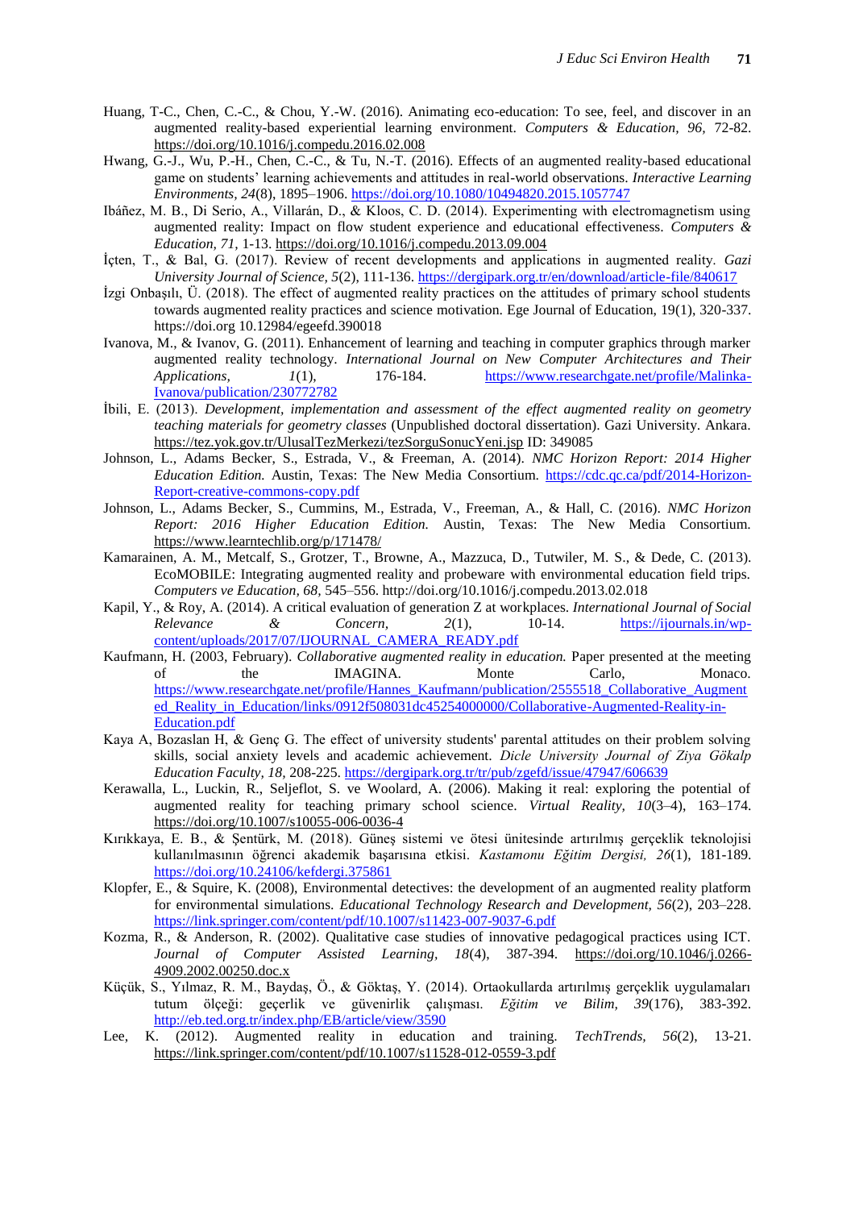Huang, T-C., Chen, C.-C., & Chou, Y.-W. (2016). Animating eco-education: To see, feel, and discover in an augmented reality-based experiential learning environment. *Computers & Education, 96*, 72-82. https://doi.org/10.1016/j.compedu.2016.02.008

Hwang, G.-J., Wu, P.-H., Chen, C.-C., & Tu, N.-T. (2016). Effects of an augmented reality-based educational game on students' learning achievements and attitudes in real-world observations. *Interactive Learning Environments, 24*(8), 1895–1906. https://doi.org/10.1080/10494820.2015.1057747

Ibáñez, M. B., Di Serio, A., Villarán, D., & Kloos, C. D. (2014). Experimenting with electromagnetism using augmented reality: Impact on flow student experience and educational effectiveness. *Computers & Education, 71*, 1-13. https://doi.org/10.1016/j.compedu.2013.09.004

İçten, T., & Bal, G. (2017). Review of recent developments and applications in augmented reality. *Gazi University Journal of Science, 5*(2), 111-136. https://dergipark.org.tr/en/download/article-file/840617

İzgi Onbaşılı, Ü. (2018). The effect of augmented reality practices on the attitudes of primary school students towards augmented reality practices and science motivation. Ege Journal of Education, 19(1), 320-337. https://doi.org 10.12984/egeefd.390018

Ivanova, M., & Ivanov, G. (2011). Enhancement of learning and teaching in computer graphics through marker augmented reality technology. *International Journal on New Computer Architectures and Their Applications, 1*(1), 176-184. https://www.researchgate.net/profile/Malinka-Ivanova/publication/230772782

İbili, E. (2013). *Development, implementation and assessment of the effect augmented reality on geometry teaching materials for geometry classes* (Unpublished doctoral dissertation). Gazi University. Ankara. https://tez.yok.gov.tr/UlusalTezMerkezi/tezSorguSonucYeni.jsp ID: 349085

Johnson, L., Adams Becker, S., Estrada, V., & Freeman, A. (2014). *NMC Horizon Report: 2014 Higher Education Edition.* Austin, Texas: The New Media Consortium. https://cdc.qc.ca/pdf/2014-Horizon-Report-creative-commons-copy.pdf

Johnson, L., Adams Becker, S., Cummins, M., Estrada, V., Freeman, A., & Hall, C. (2016). *NMC Horizon Report: 2016 Higher Education Edition.* Austin, Texas: The New Media Consortium. https://www.learntechlib.org/p/171478/

Kamarainen, A. M., Metcalf, S., Grotzer, T., Browne, A., Mazzuca, D., Tutwiler, M. S., & Dede, C. (2013). EcoMOBILE: Integrating augmented reality and probeware with environmental education field trips. *Computers ve Education, 68*, 545–556. http://doi.org/10.1016/j.compedu.2013.02.018

Kapil, Y., & Roy, A. (2014). A critical evaluation of generation Z at workplaces. *International Journal of Social Relevance & Concern, 2*(1), 10-14. https://ijournals.in/wp-content/uploads/2017/07/IJOURNAL_CAMERA_READY.pdf

Kaufmann, H. (2003, February). *Collaborative augmented reality in education.* Paper presented at the meeting of the IMAGINA. Monte Carlo, Monaco. https://www.researchgate.net/profile/Hannes_Kaufmann/publication/2555518_Collaborative_Augmented_Reality_in_Education/links/0912f508031dc45254000000/Collaborative-Augmented-Reality-in-Education.pdf

Kaya A, Bozaslan H, & Genç G. The effect of university students' parental attitudes on their problem solving skills, social anxiety levels and academic achievement. *Dicle University Journal of Ziya Gökalp Education Faculty, 18*, 208-225. https://dergipark.org.tr/tr/pub/zgefd/issue/47947/606639

Kerawalla, L., Luckin, R., Seljeflot, S. ve Woolard, A. (2006). Making it real: exploring the potential of augmented reality for teaching primary school science. *Virtual Reality, 10*(3–4), 163–174. https://doi.org/10.1007/s10055-006-0036-4

Kırıkkaya, E. B., & Şentürk, M. (2018). Güneş sistemi ve ötesi ünitesinde artırılmış gerçeklik teknolojisi kullanılmasının öğrenci akademik başarısına etkisi. *Kastamonu Eğitim Dergisi, 26*(1), 181-189. https://doi.org/10.24106/kefdergi.375861

Klopfer, E., & Squire, K. (2008), Environmental detectives: the development of an augmented reality platform for environmental simulations. *Educational Technology Research and Development, 56*(2), 203–228. https://link.springer.com/content/pdf/10.1007/s11423-007-9037-6.pdf

Kozma, R., & Anderson, R. (2002). Qualitative case studies of innovative pedagogical practices using ICT. *Journal of Computer Assisted Learning, 18*(4), 387-394. https://doi.org/10.1046/j.0266-4909.2002.00250.doc.x

Küçük, S., Yılmaz, R. M., Baydaş, Ö., & Göktaş, Y. (2014). Ortaokullarda artırılmış gerçeklik uygulamaları tutum ölçeği: geçerlik ve güvenirlik çalışması. *Eğitim ve Bilim, 39*(176), 383-392. http://eb.ted.org.tr/index.php/EB/article/view/3590

Lee, K. (2012). Augmented reality in education and training. *TechTrends, 56*(2), 13-21. https://link.springer.com/content/pdf/10.1007/s11528-012-0559-3.pdf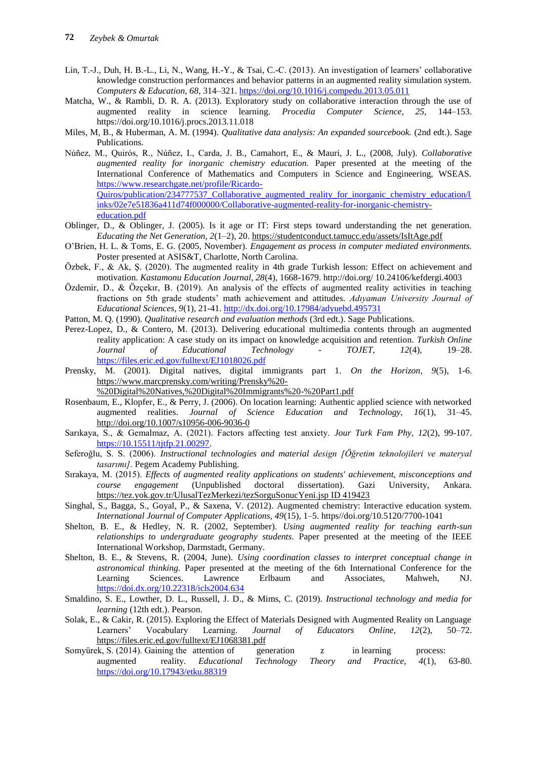Lin, T.-J., Duh, H. B.-L., Li, N., Wang, H.-Y., & Tsai, C.-C. (2013). An investigation of learners' collaborative knowledge construction performances and behavior patterns in an augmented reality simulation system. *Computers & Education, 68,* 314–321. https://doi.org/10.1016/j.compedu.2013.05.011

Matcha, W., & Rambli, D. R. A. (2013). Exploratory study on collaborative interaction through the use of augmented reality in science learning. *Procedia Computer Science, 25,* 144–153. https://doi.org/10.1016/j.procs.2013.11.018

Miles, M, B., & Huberman, A. M. (1994). *Qualitative data analysis: An expanded sourcebook.* (2nd edt.). Sage Publications.

Núñez, M., Quirós, R., Núñez, I., Carda, J. B., Camahort, E., & Mauri, J. L., (2008, July). *Collaborative augmented reality for inorganic chemistry education.* Paper presented at the meeting of the International Conference of Mathematics and Computers in Science and Engineering, WSEAS. https://www.researchgate.net/profile/Ricardo-Quiros/publication/234777537_Collaborative_augmented_reality_for_inorganic_chemistry_education/links/02e7e51836a411d74f000000/Collaborative-augmented-reality-for-inorganic-chemistry-education.pdf

Oblinger, D., & Oblinger, J. (2005). Is it age or IT: First steps toward understanding the net generation. *Educating the Net Generation, 2*(1–2), 20. https://studentconduct.tamucc.edu/assets/IsItAge.pdf

O'Brien, H. L. & Toms, E. G. (2005, November). *Engagement as process in computer mediated environments.* Poster presented at ASIS&T, Charlotte, North Carolina.

Özbek, F., & Ak, Ş. (2020). The augmented reality in 4th grade Turkish lesson: Effect on achievement and motivation. *Kastamonu Education Journal, 28*(4), 1668-1679. http://doi.org/ 10.24106/kefdergi.4003

Özdemir, D., & Özçekır, B. (2019). An analysis of the effects of augmented reality activities in teaching fractions on 5th grade students' math achievement and attitudes. *Adıyaman University Journal of Educational Sciences, 9*(1), 21-41. http://dx.doi.org/10.17984/adyuebd.495731

Patton, M. Q. (1990). *Qualitative research and evaluation methods* (3rd edt.). Sage Publications.

Perez-Lopez, D., & Contero, M. (2013). Delivering educational multimedia contents through an augmented reality application: A case study on its impact on knowledge acquisition and retention. *Turkish Online Journal of Educational Technology - TOJET, 12*(4), 19–28. https://files.eric.ed.gov/fulltext/EJ1018026.pdf

Prensky, M. (2001). Digital natives, digital immigrants part 1. *On the Horizon, 9*(5), 1-6. https://www.marcprensky.com/writing/Prensky%20-%20Digital%20Natives,%20Digital%20Immigrants%20-%20Part1.pdf

Rosenbaum, E., Klopfer, E., & Perry, J. (2006). On location learning: Authentic applied science with networked augmented realities. *Journal of Science Education and Technology, 16*(1), 31–45. http://doi.org/10.1007/s10956-006-9036-0

Sarıkaya, S., & Gemalmaz, A. (2021). Factors affecting test anxiety. *Jour Turk Fam Phy, 12*(2), 99-107. https://10.15511/tjtfp.21.00297.

Seferoğlu, S. S. (2006). *Instructional technologies and material design [Öğretim teknolojileri ve materyal tasarımı].* Pegem Academy Publishing.

Sırakaya, M. (2015). *Effects of augmented reality applications on students' achievement, misconceptions and course engagement* (Unpublished doctoral dissertation). Gazi University, Ankara. https://tez.yok.gov.tr/UlusalTezMerkezi/tezSorguSonucYeni.jsp ID 419423

Singhal, S., Bagga, S., Goyal, P., & Saxena, V. (2012). Augmented chemistry: Interactive education system. *International Journal of Computer Applications, 49*(15), 1–5. https//doi.org/10.5120/7700-1041

Shelton, B. E., & Hedley, N. R. (2002, September). *Using augmented reality for teaching earth-sun relationships to undergraduate geography students.* Paper presented at the meeting of the IEEE International Workshop, Darmstadt, Germany.

Shelton, B. E., & Stevens, R. (2004, June). *Using coordination classes to interpret conceptual change in astronomical thinking.* Paper presented at the meeting of the 6th International Conference for the Learning Sciences. Lawrence Erlbaum and Associates, Mahweh, NJ. https://doi.dx.org/10.22318/icls2004.634

Smaldino, S. E., Lowther, D. L., Russell, J. D., & Mims, C. (2019). *Instructional technology and media for learning* (12th edt.). Pearson.

Solak, E., & Cakir, R. (2015). Exploring the Effect of Materials Designed with Augmented Reality on Language Learners' Vocabulary Learning. *Journal of Educators Online, 12*(2), 50–72. https://files.eric.ed.gov/fulltext/EJ1068381.pdf

Somyürek, S. (2014). Gaining the attention of generation z in learning process: augmented reality. *Educational Technology Theory and Practice, 4*(1), 63-80. https://doi.org/10.17943/etku.88319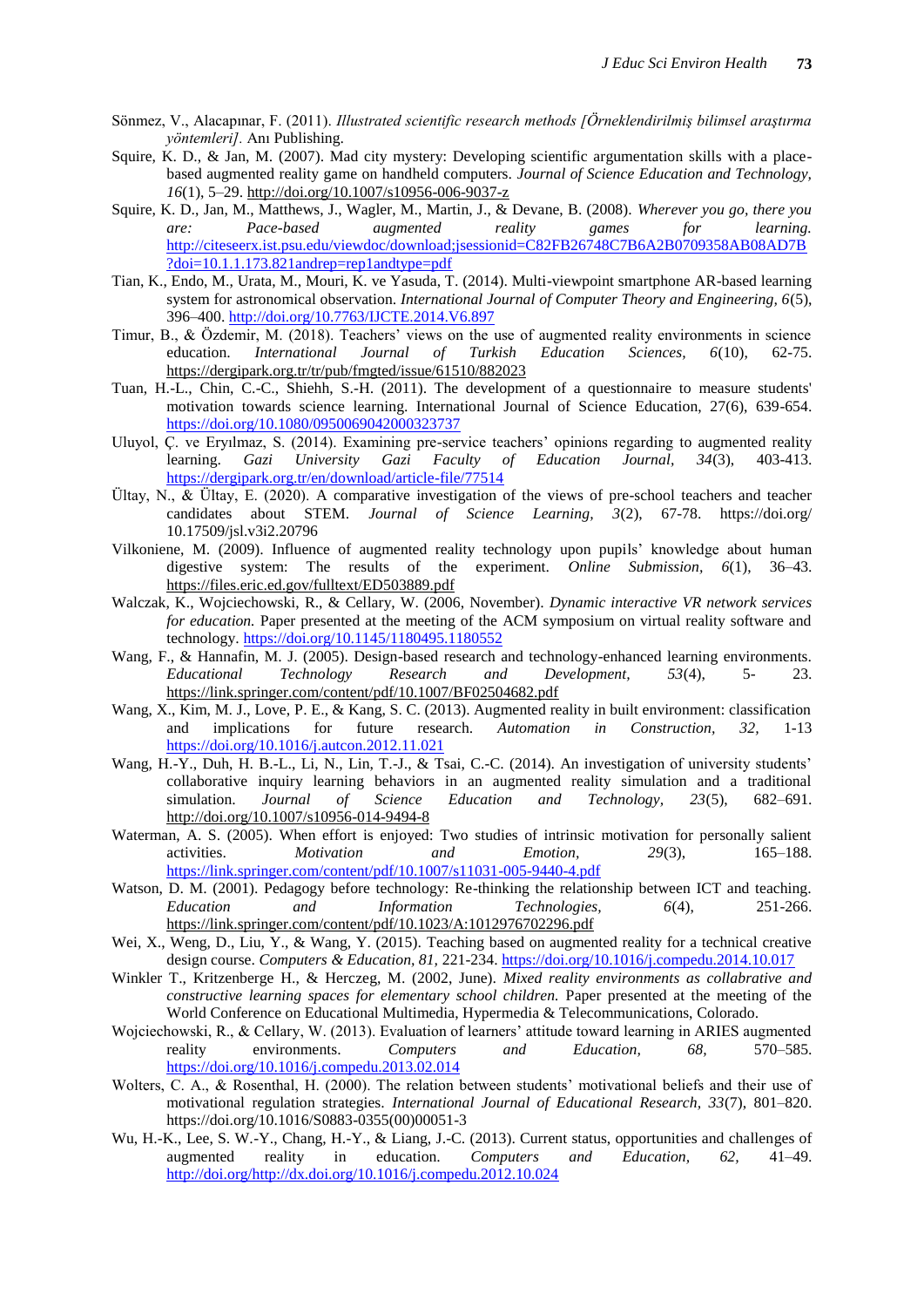Sönmez, V., Alacapınar, F. (2011). *Illustrated scientific research methods [Örneklendirilmiş bilimsel araştırma yöntemleri].* Anı Publishing.

Squire, K. D., & Jan, M. (2007). Mad city mystery: Developing scientific argumentation skills with a place-based augmented reality game on handheld computers. *Journal of Science Education and Technology, 16*(1), 5–29. http://doi.org/10.1007/s10956-006-9037-z

Squire, K. D., Jan, M., Matthews, J., Wagler, M., Martin, J., & Devane, B. (2008). *Wherever you go, there you are: Pace-based augmented reality games for learning.* http://citeseerx.ist.psu.edu/viewdoc/download;jsessionid=C82FB26748C7B6A2B0709358AB08AD7B?doi=10.1.1.173.821andrep=rep1andtype=pdf

Tian, K., Endo, M., Urata, M., Mouri, K. ve Yasuda, T. (2014). Multi-viewpoint smartphone AR-based learning system for astronomical observation. *International Journal of Computer Theory and Engineering, 6*(5), 396–400. http://doi.org/10.7763/IJCTE.2014.V6.897

Timur, B., & Özdemir, M. (2018). Teachers' views on the use of augmented reality environments in science education. *International Journal of Turkish Education Sciences, 6*(10), 62-75. https://dergipark.org.tr/tr/pub/fmgted/issue/61510/882023

Tuan, H.-L., Chin, C.-C., Shiehh, S.-H. (2011). The development of a questionnaire to measure students' motivation towards science learning. International Journal of Science Education, 27(6), 639-654. https://doi.org/10.1080/0950069042000323737

Uluyol, Ç. ve Eryılmaz, S. (2014). Examining pre-service teachers' opinions regarding to augmented reality learning. *Gazi University Gazi Faculty of Education Journal, 34*(3), 403-413. https://dergipark.org.tr/en/download/article-file/77514

Ültay, N., & Ültay, E. (2020). A comparative investigation of the views of pre-school teachers and teacher candidates about STEM. *Journal of Science Learning, 3*(2), 67-78. https://doi.org/10.17509/jsl.v3i2.20796

Vilkoniene, M. (2009). Influence of augmented reality technology upon pupils' knowledge about human digestive system: The results of the experiment. *Online Submission, 6*(1), 36–43. https://files.eric.ed.gov/fulltext/ED503889.pdf

Walczak, K., Wojciechowski, R., & Cellary, W. (2006, November). *Dynamic interactive VR network services for education.* Paper presented at the meeting of the ACM symposium on virtual reality software and technology. https://doi.org/10.1145/1180495.1180552

Wang, F., & Hannafin, M. J. (2005). Design-based research and technology-enhanced learning environments. *Educational Technology Research and Development, 53*(4), 5- 23. https://link.springer.com/content/pdf/10.1007/BF02504682.pdf

Wang, X., Kim, M. J., Love, P. E., & Kang, S. C. (2013). Augmented reality in built environment: classification and implications for future research. *Automation in Construction, 32,* 1-13 https://doi.org/10.1016/j.autcon.2012.11.021

Wang, H.-Y., Duh, H. B.-L., Li, N., Lin, T.-J., & Tsai, C.-C. (2014). An investigation of university students' collaborative inquiry learning behaviors in an augmented reality simulation and a traditional simulation. *Journal of Science Education and Technology, 23*(5), 682–691. http://doi.org/10.1007/s10956-014-9494-8

Waterman, A. S. (2005). When effort is enjoyed: Two studies of intrinsic motivation for personally salient activities. *Motivation and Emotion*, *29*(3), 165–188. https://link.springer.com/content/pdf/10.1007/s11031-005-9440-4.pdf

Watson, D. M. (2001). Pedagogy before technology: Re-thinking the relationship between ICT and teaching. *Education and Information Technologies, 6*(4), 251-266. https://link.springer.com/content/pdf/10.1023/A:1012976702296.pdf

Wei, X., Weng, D., Liu, Y., & Wang, Y. (2015). Teaching based on augmented reality for a technical creative design course. *Computers & Education, 81,* 221-234. https://doi.org/10.1016/j.compedu.2014.10.017

Winkler T., Kritzenberge H., & Herczeg, M. (2002, June). *Mixed reality environments as collabrative and constructive learning spaces for elementary school children.* Paper presented at the meeting of the World Conference on Educational Multimedia, Hypermedia & Telecommunications, Colorado.

Wojciechowski, R., & Cellary, W. (2013). Evaluation of learners' attitude toward learning in ARIES augmented reality environments. *Computers and Education, 68,* 570–585. https://doi.org/10.1016/j.compedu.2013.02.014

Wolters, C. A., & Rosenthal, H. (2000). The relation between students' motivational beliefs and their use of motivational regulation strategies. *International Journal of Educational Research, 33*(7), 801–820. https://doi.org/10.1016/S0883-0355(00)00051-3

Wu, H.-K., Lee, S. W.-Y., Chang, H.-Y., & Liang, J.-C. (2013). Current status, opportunities and challenges of augmented reality in education. *Computers and Education, 62,* 41–49. http://doi.org/http://dx.doi.org/10.1016/j.compedu.2012.10.024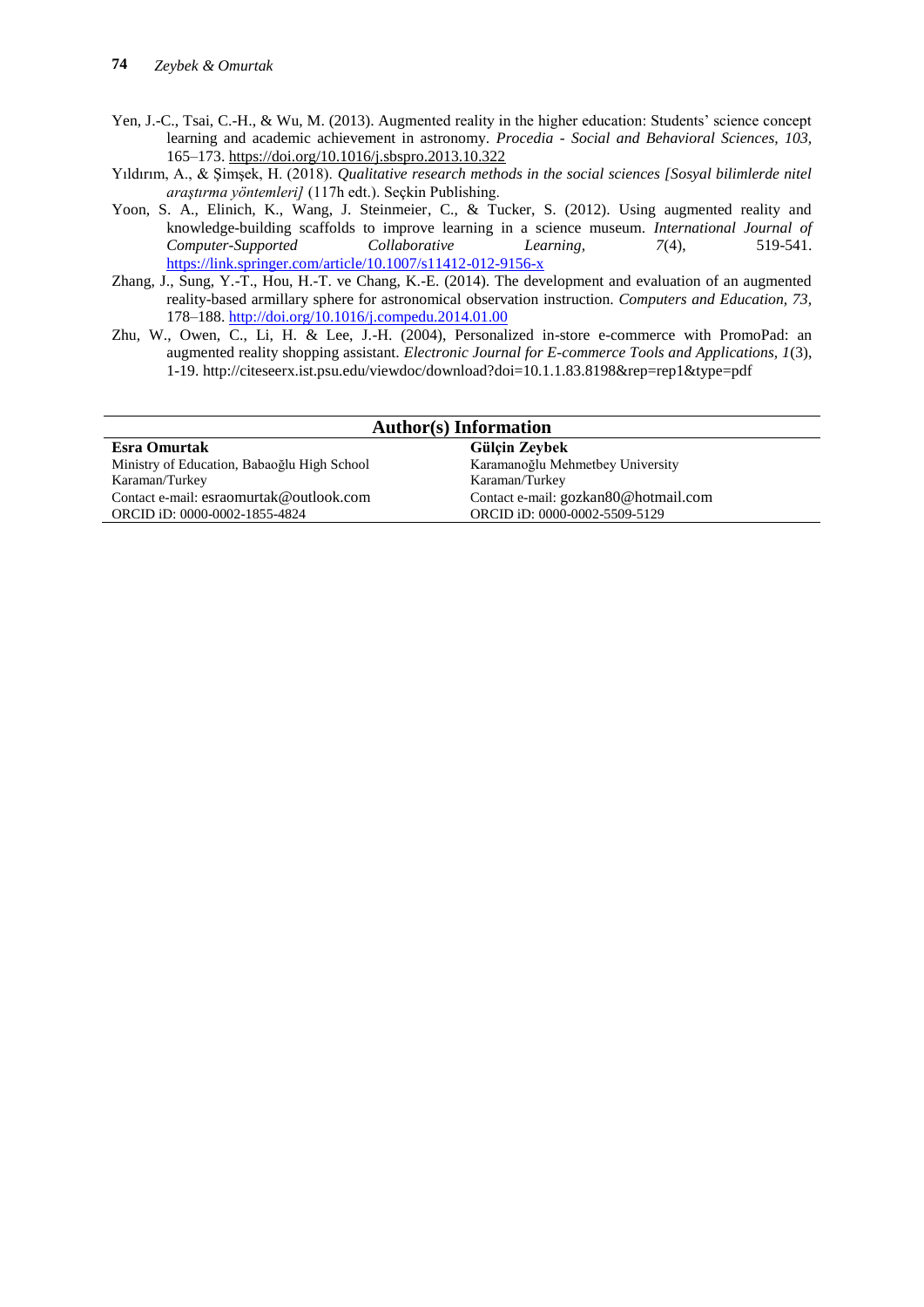Yen, J.-C., Tsai, C.-H., & Wu, M. (2013). Augmented reality in the higher education: Students' science concept learning and academic achievement in astronomy. *Procedia - Social and Behavioral Sciences, 103,* 165–173. https://doi.org/10.1016/j.sbspro.2013.10.322

Yıldırım, A., & Şimşek, H. (2018). *Qualitative research methods in the social sciences [Sosyal bilimlerde nitel araştırma yöntemleri]* (117h edt.). Seçkin Publishing.

Yoon, S. A., Elinich, K., Wang, J. Steinmeier, C., & Tucker, S. (2012). Using augmented reality and knowledge-building scaffolds to improve learning in a science museum. *International Journal of Computer-Supported Collaborative Learning, 7*(4), 519-541. https://link.springer.com/article/10.1007/s11412-012-9156-x

Zhang, J., Sung, Y.-T., Hou, H.-T. ve Chang, K.-E. (2014). The development and evaluation of an augmented reality-based armillary sphere for astronomical observation instruction. *Computers and Education, 73,* 178–188. http://doi.org/10.1016/j.compedu.2014.01.00

Zhu, W., Owen, C., Li, H. & Lee, J.-H. (2004), Personalized in-store e-commerce with PromoPad: an augmented reality shopping assistant. *Electronic Journal for E-commerce Tools and Applications, 1*(3), 1-19. http://citeseerx.ist.psu.edu/viewdoc/download?doi=10.1.1.83.8198&rep=rep1&type=pdf

## Author(s) Information

| **Esra Omurtak** | **Gülçin Zeybek** |
| --- | --- |
| Ministry of Education, Babaoğlu High School | Karamanoğlu Mehmetbey University |
| Karaman/Turkey | Karaman/Turkey |
| Contact e-mail: esraomurtak@outlook.com | Contact e-mail: gozkan80@hotmail.com |
| ORCID iD: 0000-0002-1855-4824 | ORCID iD: 0000-0002-5509-5129 |